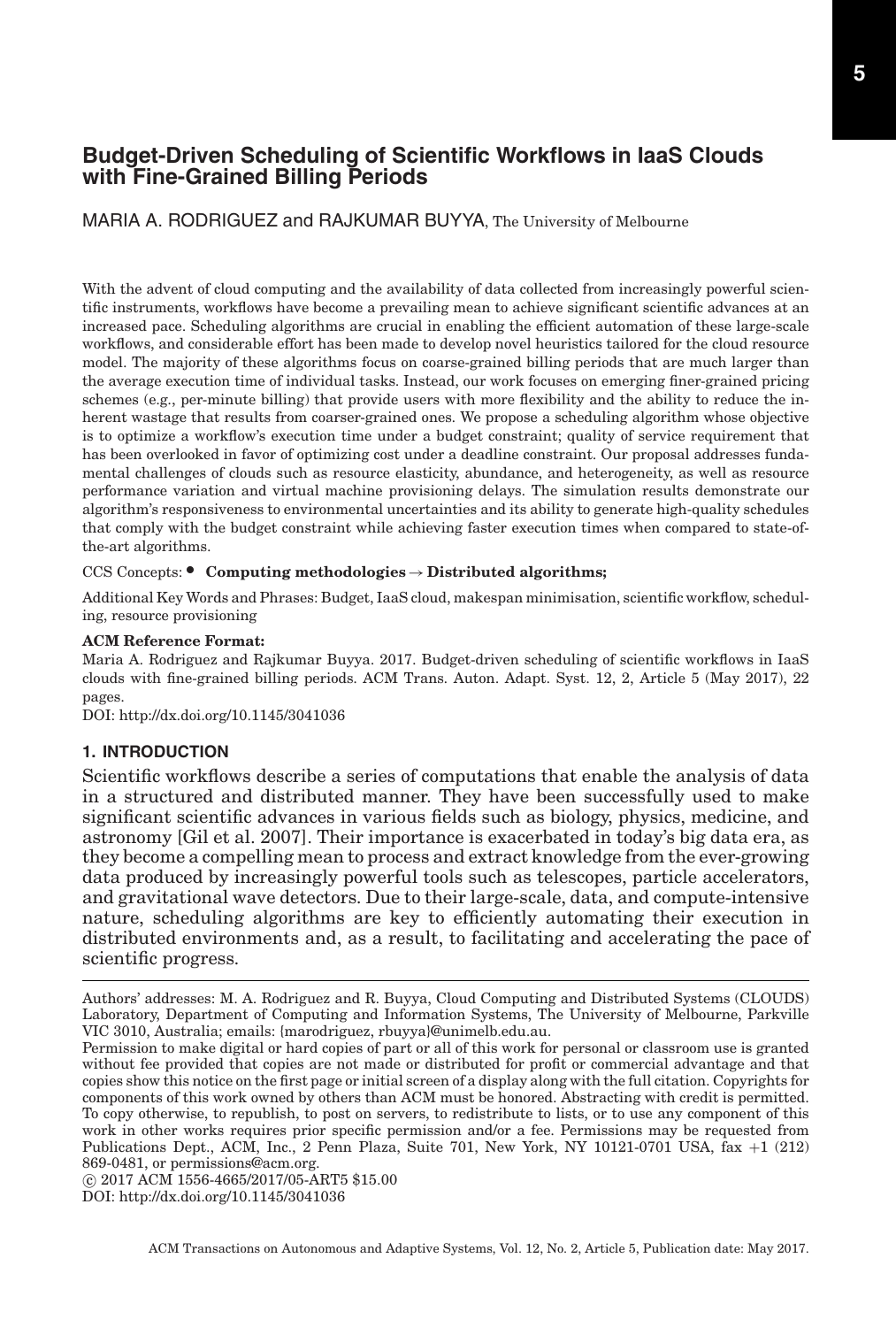# Budget-Driven Scheduling of Scientific Workflows in IaaS Clouds with Fine-Grained Billing Periods

MARIA A. RODRIGUEZ and RAJKUMAR BUYYA, The University of Melbourne

With the advent of cloud computing and the availability of data collected from increasingly powerful scientific instruments, workflows have become a prevailing mean to achieve significant scientific advances at an increased pace. Scheduling algorithms are crucial in enabling the efficient automation of these large-scale workflows, and considerable effort has been made to develop novel heuristics tailored for the cloud resource model. The majority of these algorithms focus on coarse-grained billing periods that are much larger than the average execution time of individual tasks. Instead, our work focuses on emerging finer-grained pricing schemes (e.g., per-minute billing) that provide users with more flexibility and the ability to reduce the inherent wastage that results from coarser-grained ones. We propose a scheduling algorithm whose objective is to optimize a workflow's execution time under a budget constraint; quality of service requirement that has been overlooked in favor of optimizing cost under a deadline constraint. Our proposal addresses fundamental challenges of clouds such as resource elasticity, abundance, and heterogeneity, as well as resource performance variation and virtual machine provisioning delays. The simulation results demonstrate our algorithm's responsiveness to environmental uncertainties and its ability to generate high-quality schedules that comply with the budget constraint while achieving faster execution times when compared to state-of-the-art algorithms.

CCS Concepts: • **Computing methodologies → Distributed algorithms;**

Additional Key Words and Phrases: Budget, IaaS cloud, makespan minimisation, scientific workflow, scheduling, resource provisioning

**ACM Reference Format:**
Maria A. Rodriguez and Rajkumar Buyya. 2017. Budget-driven scheduling of scientific workflows in IaaS clouds with fine-grained billing periods. ACM Trans. Auton. Adapt. Syst. 12, 2, Article 5 (May 2017), 22 pages.
DOI: http://dx.doi.org/10.1145/3041036

## 1. INTRODUCTION

Scientific workflows describe a series of computations that enable the analysis of data in a structured and distributed manner. They have been successfully used to make significant scientific advances in various fields such as biology, physics, medicine, and astronomy [Gil et al. 2007]. Their importance is exacerbated in today's big data era, as they become a compelling mean to process and extract knowledge from the ever-growing data produced by increasingly powerful tools such as telescopes, particle accelerators, and gravitational wave detectors. Due to their large-scale, data, and compute-intensive nature, scheduling algorithms are key to efficiently automating their execution in distributed environments and, as a result, to facilitating and accelerating the pace of scientific progress.

Authors' addresses: M. A. Rodriguez and R. Buyya, Cloud Computing and Distributed Systems (CLOUDS) Laboratory, Department of Computing and Information Systems, The University of Melbourne, Parkville VIC 3010, Australia; emails: {marodriguez, rbuyya}@unimelb.edu.au.

Permission to make digital or hard copies of part or all of this work for personal or classroom use is granted without fee provided that copies are not made or distributed for profit or commercial advantage and that copies show this notice on the first page or initial screen of a display along with the full citation. Copyrights for components of this work owned by others than ACM must be honored. Abstracting with credit is permitted. To copy otherwise, to republish, to post on servers, to redistribute to lists, or to use any component of this work in other works requires prior specific permission and/or a fee. Permissions may be requested from Publications Dept., ACM, Inc., 2 Penn Plaza, Suite 701, New York, NY 10121-0701 USA, fax +1 (212) 869-0481, or permissions@acm.org.

© 2017 ACM 1556-4665/2017/05-ART5 $15.00
DOI: http://dx.doi.org/10.1145/3041036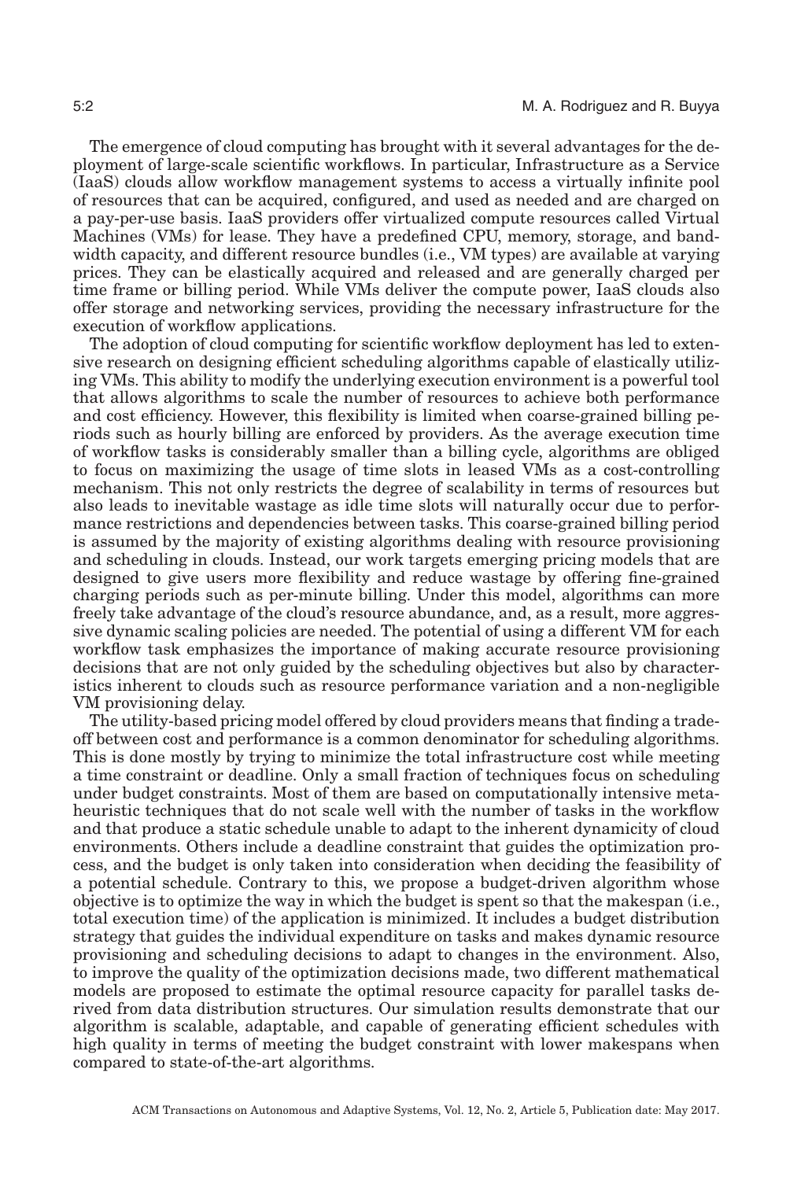The emergence of cloud computing has brought with it several advantages for the deployment of large-scale scientific workflows. In particular, Infrastructure as a Service (IaaS) clouds allow workflow management systems to access a virtually infinite pool of resources that can be acquired, configured, and used as needed and are charged on a pay-per-use basis. IaaS providers offer virtualized compute resources called Virtual Machines (VMs) for lease. They have a predefined CPU, memory, storage, and bandwidth capacity, and different resource bundles (i.e., VM types) are available at varying prices. They can be elastically acquired and released and are generally charged per time frame or billing period. While VMs deliver the compute power, IaaS clouds also offer storage and networking services, providing the necessary infrastructure for the execution of workflow applications.

The adoption of cloud computing for scientific workflow deployment has led to extensive research on designing efficient scheduling algorithms capable of elastically utilizing VMs. This ability to modify the underlying execution environment is a powerful tool that allows algorithms to scale the number of resources to achieve both performance and cost efficiency. However, this flexibility is limited when coarse-grained billing periods such as hourly billing are enforced by providers. As the average execution time of workflow tasks is considerably smaller than a billing cycle, algorithms are obliged to focus on maximizing the usage of time slots in leased VMs as a cost-controlling mechanism. This not only restricts the degree of scalability in terms of resources but also leads to inevitable wastage as idle time slots will naturally occur due to performance restrictions and dependencies between tasks. This coarse-grained billing period is assumed by the majority of existing algorithms dealing with resource provisioning and scheduling in clouds. Instead, our work targets emerging pricing models that are designed to give users more flexibility and reduce wastage by offering fine-grained charging periods such as per-minute billing. Under this model, algorithms can more freely take advantage of the cloud's resource abundance, and, as a result, more aggressive dynamic scaling policies are needed. The potential of using a different VM for each workflow task emphasizes the importance of making accurate resource provisioning decisions that are not only guided by the scheduling objectives but also by characteristics inherent to clouds such as resource performance variation and a non-negligible VM provisioning delay.

The utility-based pricing model offered by cloud providers means that finding a trade-off between cost and performance is a common denominator for scheduling algorithms. This is done mostly by trying to minimize the total infrastructure cost while meeting a time constraint or deadline. Only a small fraction of techniques focus on scheduling under budget constraints. Most of them are based on computationally intensive meta-heuristic techniques that do not scale well with the number of tasks in the workflow and that produce a static schedule unable to adapt to the inherent dynamicity of cloud environments. Others include a deadline constraint that guides the optimization process, and the budget is only taken into consideration when deciding the feasibility of a potential schedule. Contrary to this, we propose a budget-driven algorithm whose objective is to optimize the way in which the budget is spent so that the makespan (i.e., total execution time) of the application is minimized. It includes a budget distribution strategy that guides the individual expenditure on tasks and makes dynamic resource provisioning and scheduling decisions to adapt to changes in the environment. Also, to improve the quality of the optimization decisions made, two different mathematical models are proposed to estimate the optimal resource capacity for parallel tasks derived from data distribution structures. Our simulation results demonstrate that our algorithm is scalable, adaptable, and capable of generating efficient schedules with high quality in terms of meeting the budget constraint with lower makespans when compared to state-of-the-art algorithms.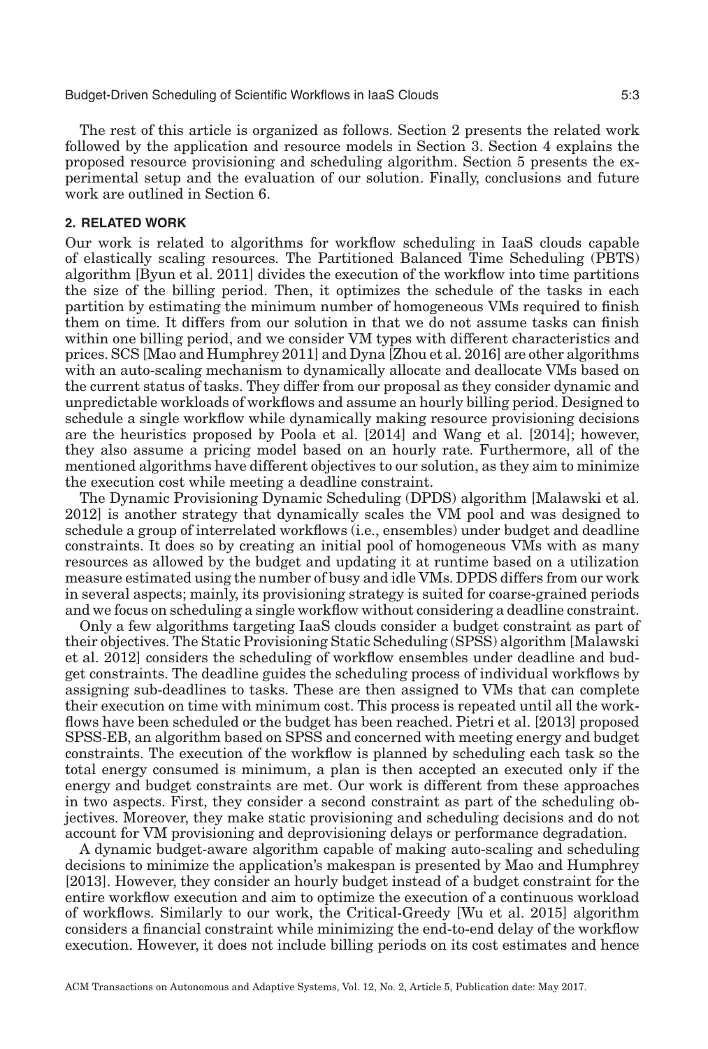The rest of this article is organized as follows. Section 2 presents the related work followed by the application and resource models in Section 3. Section 4 explains the proposed resource provisioning and scheduling algorithm. Section 5 presents the experimental setup and the evaluation of our solution. Finally, conclusions and future work are outlined in Section 6.

## 2. RELATED WORK

Our work is related to algorithms for workflow scheduling in IaaS clouds capable of elastically scaling resources. The Partitioned Balanced Time Scheduling (PBTS) algorithm [Byun et al. 2011] divides the execution of the workflow into time partitions the size of the billing period. Then, it optimizes the schedule of the tasks in each partition by estimating the minimum number of homogeneous VMs required to finish them on time. It differs from our solution in that we do not assume tasks can finish within one billing period, and we consider VM types with different characteristics and prices. SCS [Mao and Humphrey 2011] and Dyna [Zhou et al. 2016] are other algorithms with an auto-scaling mechanism to dynamically allocate and deallocate VMs based on the current status of tasks. They differ from our proposal as they consider dynamic and unpredictable workloads of workflows and assume an hourly billing period. Designed to schedule a single workflow while dynamically making resource provisioning decisions are the heuristics proposed by Poola et al. [2014] and Wang et al. [2014]; however, they also assume a pricing model based on an hourly rate. Furthermore, all of the mentioned algorithms have different objectives to our solution, as they aim to minimize the execution cost while meeting a deadline constraint.

The Dynamic Provisioning Dynamic Scheduling (DPDS) algorithm [Malawski et al. 2012] is another strategy that dynamically scales the VM pool and was designed to schedule a group of interrelated workflows (i.e., ensembles) under budget and deadline constraints. It does so by creating an initial pool of homogeneous VMs with as many resources as allowed by the budget and updating it at runtime based on a utilization measure estimated using the number of busy and idle VMs. DPDS differs from our work in several aspects; mainly, its provisioning strategy is suited for coarse-grained periods and we focus on scheduling a single workflow without considering a deadline constraint.

Only a few algorithms targeting IaaS clouds consider a budget constraint as part of their objectives. The Static Provisioning Static Scheduling (SPSS) algorithm [Malawski et al. 2012] considers the scheduling of workflow ensembles under deadline and budget constraints. The deadline guides the scheduling process of individual workflows by assigning sub-deadlines to tasks. These are then assigned to VMs that can complete their execution on time with minimum cost. This process is repeated until all the workflows have been scheduled or the budget has been reached. Pietri et al. [2013] proposed SPSS-EB, an algorithm based on SPSS and concerned with meeting energy and budget constraints. The execution of the workflow is planned by scheduling each task so the total energy consumed is minimum, a plan is then accepted an executed only if the energy and budget constraints are met. Our work is different from these approaches in two aspects. First, they consider a second constraint as part of the scheduling objectives. Moreover, they make static provisioning and scheduling decisions and do not account for VM provisioning and deprovisioning delays or performance degradation.

A dynamic budget-aware algorithm capable of making auto-scaling and scheduling decisions to minimize the application's makespan is presented by Mao and Humphrey [2013]. However, they consider an hourly budget instead of a budget constraint for the entire workflow execution and aim to optimize the execution of a continuous workload of workflows. Similarly to our work, the Critical-Greedy [Wu et al. 2015] algorithm considers a financial constraint while minimizing the end-to-end delay of the workflow execution. However, it does not include billing periods on its cost estimates and hence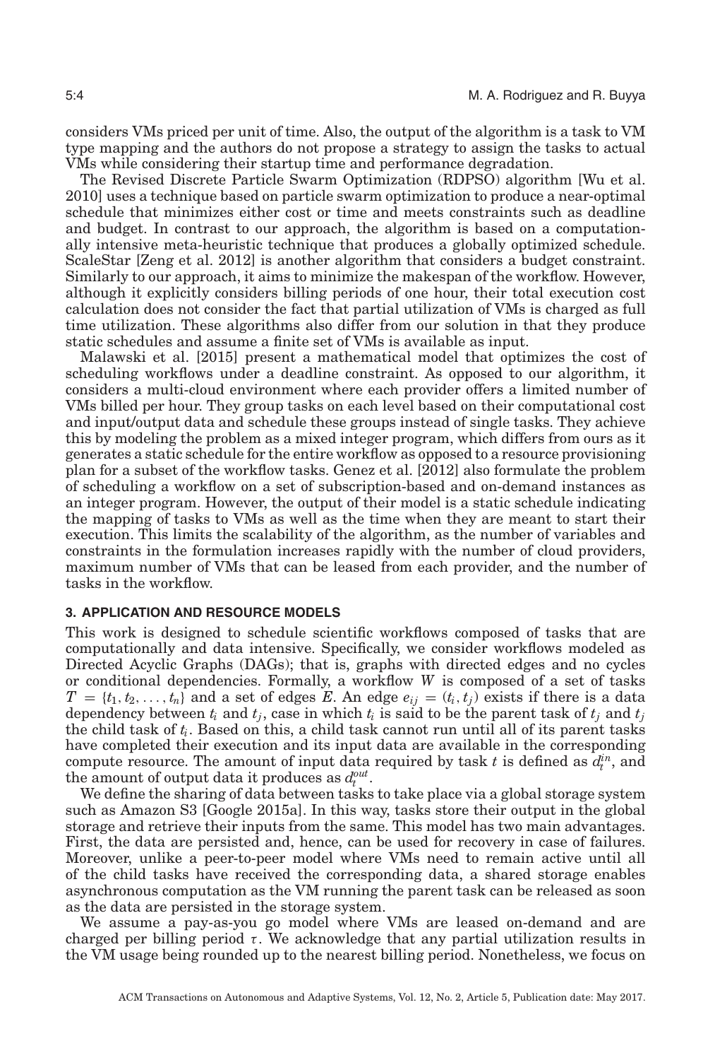considers VMs priced per unit of time. Also, the output of the algorithm is a task to VM type mapping and the authors do not propose a strategy to assign the tasks to actual VMs while considering their startup time and performance degradation.

The Revised Discrete Particle Swarm Optimization (RDPSO) algorithm [Wu et al. 2010] uses a technique based on particle swarm optimization to produce a near-optimal schedule that minimizes either cost or time and meets constraints such as deadline and budget. In contrast to our approach, the algorithm is based on a computationally intensive meta-heuristic technique that produces a globally optimized schedule. ScaleStar [Zeng et al. 2012] is another algorithm that considers a budget constraint. Similarly to our approach, it aims to minimize the makespan of the workflow. However, although it explicitly considers billing periods of one hour, their total execution cost calculation does not consider the fact that partial utilization of VMs is charged as full time utilization. These algorithms also differ from our solution in that they produce static schedules and assume a finite set of VMs is available as input.

Malawski et al. [2015] present a mathematical model that optimizes the cost of scheduling workflows under a deadline constraint. As opposed to our algorithm, it considers a multi-cloud environment where each provider offers a limited number of VMs billed per hour. They group tasks on each level based on their computational cost and input/output data and schedule these groups instead of single tasks. They achieve this by modeling the problem as a mixed integer program, which differs from ours as it generates a static schedule for the entire workflow as opposed to a resource provisioning plan for a subset of the workflow tasks. Genez et al. [2012] also formulate the problem of scheduling a workflow on a set of subscription-based and on-demand instances as an integer program. However, the output of their model is a static schedule indicating the mapping of tasks to VMs as well as the time when they are meant to start their execution. This limits the scalability of the algorithm, as the number of variables and constraints in the formulation increases rapidly with the number of cloud providers, maximum number of VMs that can be leased from each provider, and the number of tasks in the workflow.

## 3. APPLICATION AND RESOURCE MODELS

This work is designed to schedule scientific workflows composed of tasks that are computationally and data intensive. Specifically, we consider workflows modeled as Directed Acyclic Graphs (DAGs); that is, graphs with directed edges and no cycles or conditional dependencies. Formally, a workflow $W$ is composed of a set of tasks $T = \{t_1, t_2, \ldots, t_n\}$ and a set of edges $E$. An edge $e_{ij} = (t_i, t_j)$ exists if there is a data dependency between $t_i$ and $t_j$, case in which $t_i$ is said to be the parent task of $t_j$ and $t_j$ the child task of $t_i$. Based on this, a child task cannot run until all of its parent tasks have completed their execution and its input data are available in the corresponding compute resource. The amount of input data required by task $t$ is defined as $d_t^{in}$, and the amount of output data it produces as $d_t^{out}$.

We define the sharing of data between tasks to take place via a global storage system such as Amazon S3 [Google 2015a]. In this way, tasks store their output in the global storage and retrieve their inputs from the same. This model has two main advantages. First, the data are persisted and, hence, can be used for recovery in case of failures. Moreover, unlike a peer-to-peer model where VMs need to remain active until all of the child tasks have received the corresponding data, a shared storage enables asynchronous computation as the VM running the parent task can be released as soon as the data are persisted in the storage system.

We assume a pay-as-you go model where VMs are leased on-demand and are charged per billing period $\tau$. We acknowledge that any partial utilization results in the VM usage being rounded up to the nearest billing period. Nonetheless, we focus on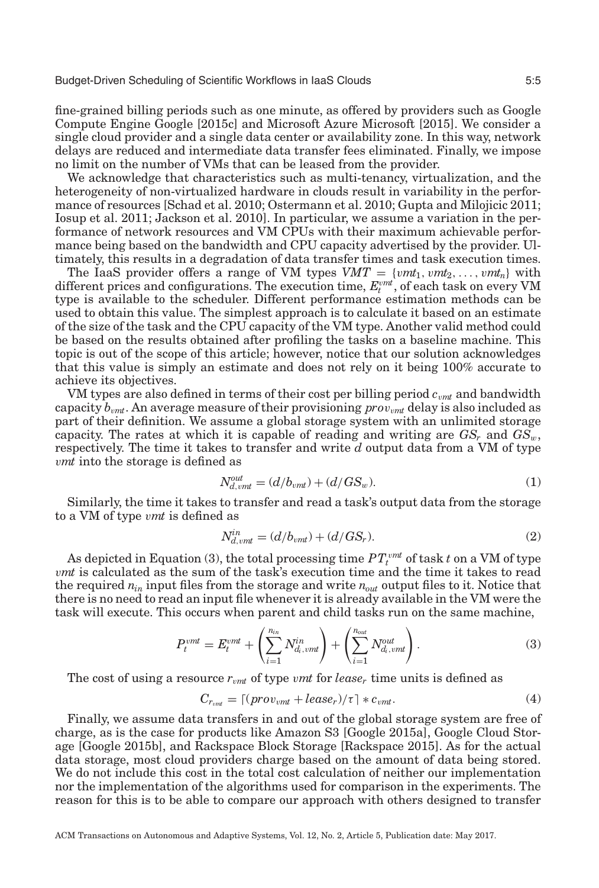fine-grained billing periods such as one minute, as offered by providers such as Google Compute Engine Google [2015c] and Microsoft Azure Microsoft [2015]. We consider a single cloud provider and a single data center or availability zone. In this way, network delays are reduced and intermediate data transfer fees eliminated. Finally, we impose no limit on the number of VMs that can be leased from the provider.

We acknowledge that characteristics such as multi-tenancy, virtualization, and the heterogeneity of non-virtualized hardware in clouds result in variability in the performance of resources [Schad et al. 2010; Ostermann et al. 2010; Gupta and Milojicic 2011; Iosup et al. 2011; Jackson et al. 2010]. In particular, we assume a variation in the performance of network resources and VM CPUs with their maximum achievable performance being based on the bandwidth and CPU capacity advertised by the provider. Ultimately, this results in a degradation of data transfer times and task execution times.

The IaaS provider offers a range of VM types $VMT = \{vmt_1, vmt_2, \ldots, vmt_n\}$ with different prices and configurations. The execution time, $E_t^{vmt}$, of each task on every VM type is available to the scheduler. Different performance estimation methods can be used to obtain this value. The simplest approach is to calculate it based on an estimate of the size of the task and the CPU capacity of the VM type. Another valid method could be based on the results obtained after profiling the tasks on a baseline machine. This topic is out of the scope of this article; however, notice that our solution acknowledges that this value is simply an estimate and does not rely on it being 100% accurate to achieve its objectives.

VM types are also defined in terms of their cost per billing period $c_{vmt}$ and bandwidth capacity $b_{vmt}$. An average measure of their provisioning $prov_{vmt}$ delay is also included as part of their definition. We assume a global storage system with an unlimited storage capacity. The rates at which it is capable of reading and writing are $GS_r$ and $GS_w$, respectively. The time it takes to transfer and write $d$ output data from a VM of type $vmt$ into the storage is defined as

$$N_{d,vmt}^{out} = (d/b_{vmt}) + (d/GS_w). \tag{1}$$

Similarly, the time it takes to transfer and read a task's output data from the storage to a VM of type $vmt$ is defined as

$$N_{d,vmt}^{in} = (d/b_{vmt}) + (d/GS_r). \tag{2}$$

As depicted in Equation (3), the total processing time $PT_t^{vmt}$ of task $t$ on a VM of type $vmt$ is calculated as the sum of the task's execution time and the time it takes to read the required $n_{in}$ input files from the storage and write $n_{out}$ output files to it. Notice that there is no need to read an input file whenever it is already available in the VM were the task will execute. This occurs when parent and child tasks run on the same machine,

$$P_t^{vmt} = E_t^{vmt} + \left( \sum_{i=1}^{n_{in}} N_{d_i,vmt}^{in} \right) + \left( \sum_{i=1}^{n_{out}} N_{d_i,vmt}^{out} \right). \tag{3}$$

The cost of using a resource $r_{vmt}$ of type $vmt$ for $lease_r$ time units is defined as

$$C_{r_{vmt}} = \lceil (prov_{vmt} + lease_r)/\tau \rceil * c_{vmt}. \tag{4}$$

Finally, we assume data transfers in and out of the global storage system are free of charge, as is the case for products like Amazon S3 [Google 2015a], Google Cloud Storage [Google 2015b], and Rackspace Block Storage [Rackspace 2015]. As for the actual data storage, most cloud providers charge based on the amount of data being stored. We do not include this cost in the total cost calculation of neither our implementation nor the implementation of the algorithms used for comparison in the experiments. The reason for this is to be able to compare our approach with others designed to transfer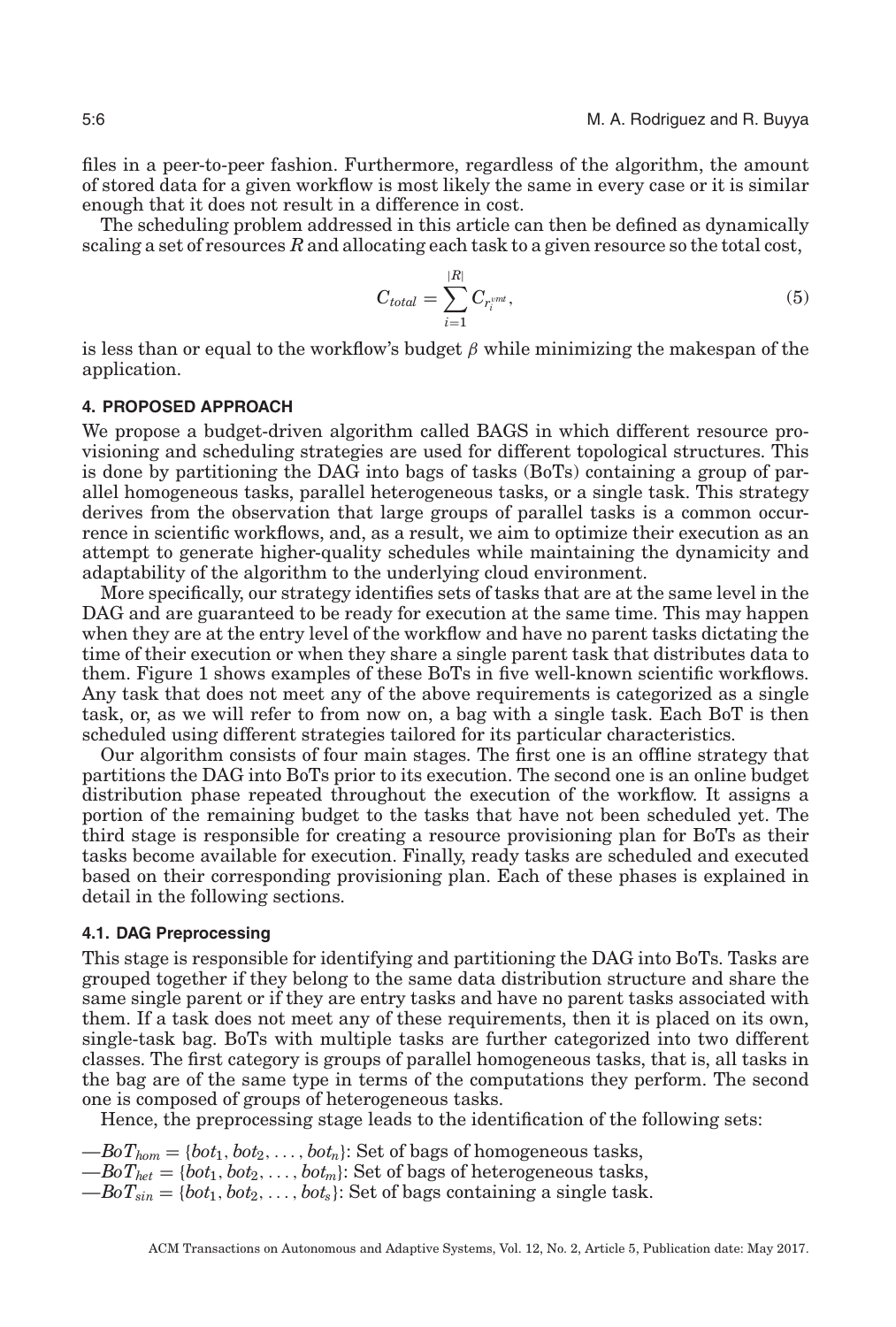files in a peer-to-peer fashion. Furthermore, regardless of the algorithm, the amount of stored data for a given workflow is most likely the same in every case or it is similar enough that it does not result in a difference in cost.

The scheduling problem addressed in this article can then be defined as dynamically scaling a set of resources $R$ and allocating each task to a given resource so the total cost,

$$C_{total} = \sum_{i=1}^{|R|} C_{r_i^{vmt}}, \tag{5}$$

is less than or equal to the workflow's budget $\beta$ while minimizing the makespan of the application.

## 4. PROPOSED APPROACH

We propose a budget-driven algorithm called BAGS in which different resource provisioning and scheduling strategies are used for different topological structures. This is done by partitioning the DAG into bags of tasks (BoTs) containing a group of parallel homogeneous tasks, parallel heterogeneous tasks, or a single task. This strategy derives from the observation that large groups of parallel tasks is a common occurrence in scientific workflows, and, as a result, we aim to optimize their execution as an attempt to generate higher-quality schedules while maintaining the dynamicity and adaptability of the algorithm to the underlying cloud environment.

More specifically, our strategy identifies sets of tasks that are at the same level in the DAG and are guaranteed to be ready for execution at the same time. This may happen when they are at the entry level of the workflow and have no parent tasks dictating the time of their execution or when they share a single parent task that distributes data to them. Figure 1 shows examples of these BoTs in five well-known scientific workflows. Any task that does not meet any of the above requirements is categorized as a single task, or, as we will refer to from now on, a bag with a single task. Each BoT is then scheduled using different strategies tailored for its particular characteristics.

Our algorithm consists of four main stages. The first one is an offline strategy that partitions the DAG into BoTs prior to its execution. The second one is an online budget distribution phase repeated throughout the execution of the workflow. It assigns a portion of the remaining budget to the tasks that have not been scheduled yet. The third stage is responsible for creating a resource provisioning plan for BoTs as their tasks become available for execution. Finally, ready tasks are scheduled and executed based on their corresponding provisioning plan. Each of these phases is explained in detail in the following sections.

### 4.1. DAG Preprocessing

This stage is responsible for identifying and partitioning the DAG into BoTs. Tasks are grouped together if they belong to the same data distribution structure and share the same single parent or if they are entry tasks and have no parent tasks associated with them. If a task does not meet any of these requirements, then it is placed on its own, single-task bag. BoTs with multiple tasks are further categorized into two different classes. The first category is groups of parallel homogeneous tasks, that is, all tasks in the bag are of the same type in terms of the computations they perform. The second one is composed of groups of heterogeneous tasks.

Hence, the preprocessing stage leads to the identification of the following sets:

—$BoT_{hom} = \{bot_1, bot_2, \ldots, bot_n\}$: Set of bags of homogeneous tasks,
—$BoT_{het} = \{bot_1, bot_2, \ldots, bot_m\}$: Set of bags of heterogeneous tasks,
—$BoT_{sin} = \{bot_1, bot_2, \ldots, bot_s\}$: Set of bags containing a single task.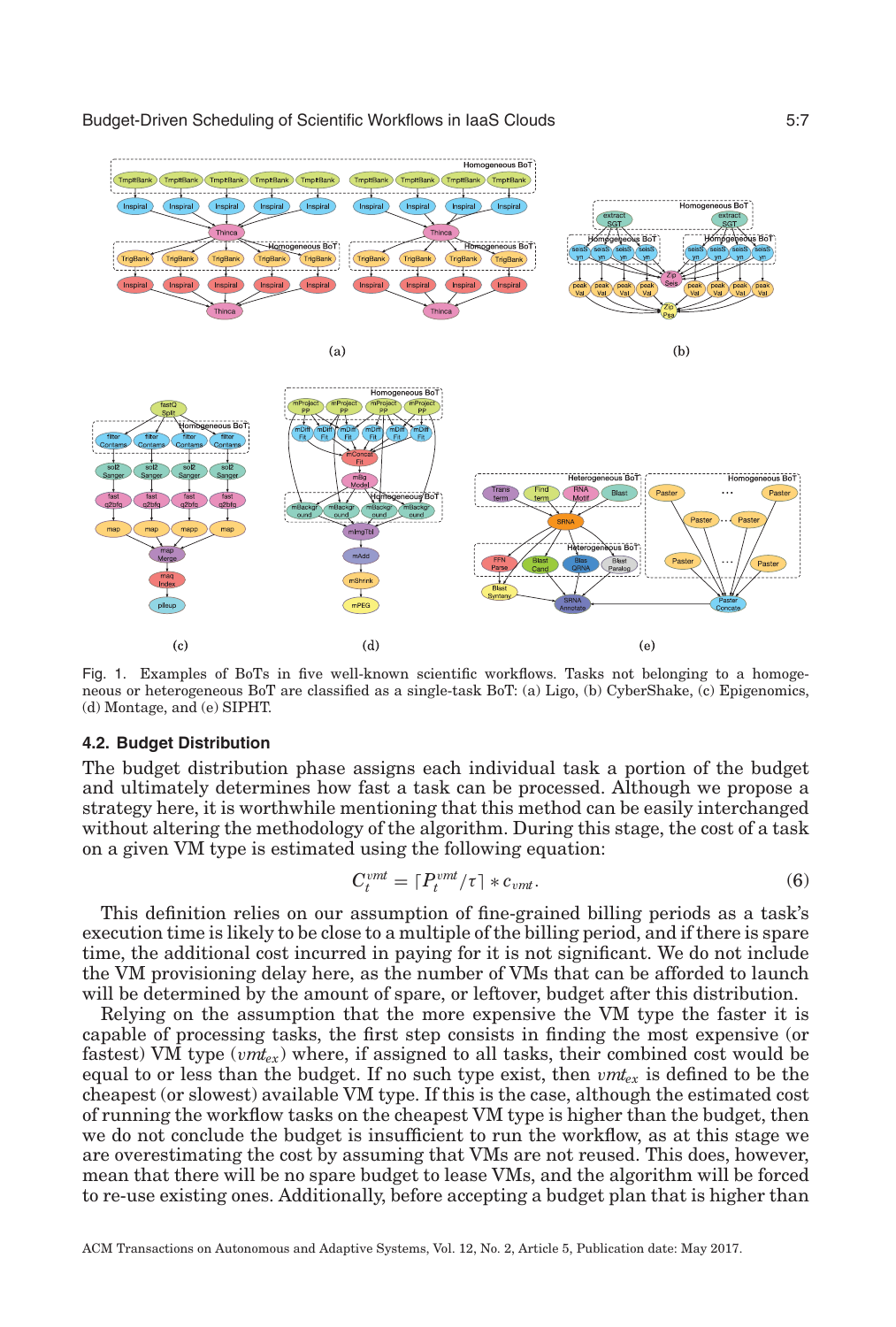Fig. 1. Examples of BoTs in five well-known scientific workflows. Tasks not belonging to a homogeneous or heterogeneous BoT are classified as a single-task BoT: (a) Ligo, (b) CyberShake, (c) Epigenomics, (d) Montage, and (e) SIPHT.

### 4.2. Budget Distribution

The budget distribution phase assigns each individual task a portion of the budget and ultimately determines how fast a task can be processed. Although we propose a strategy here, it is worthwhile mentioning that this method can be easily interchanged without altering the methodology of the algorithm. During this stage, the cost of a task on a given VM type is estimated using the following equation:

$$C_t^{vmt} = \lceil P_t^{vmt}/\tau \rceil * c_{vmt}. \tag{6}$$

This definition relies on our assumption of fine-grained billing periods as a task's execution time is likely to be close to a multiple of the billing period, and if there is spare time, the additional cost incurred in paying for it is not significant. We do not include the VM provisioning delay here, as the number of VMs that can be afforded to launch will be determined by the amount of spare, or leftover, budget after this distribution.

Relying on the assumption that the more expensive the VM type the faster it is capable of processing tasks, the first step consists in finding the most expensive (or fastest) VM type ($vmt_{ex}$) where, if assigned to all tasks, their combined cost would be equal to or less than the budget. If no such type exist, then $vmt_{ex}$ is defined to be the cheapest (or slowest) available VM type. If this is the case, although the estimated cost of running the workflow tasks on the cheapest VM type is higher than the budget, then we do not conclude the budget is insufficient to run the workflow, as at this stage we are overestimating the cost by assuming that VMs are not reused. This does, however, mean that there will be no spare budget to lease VMs, and the algorithm will be forced to re-use existing ones. Additionally, before accepting a budget plan that is higher than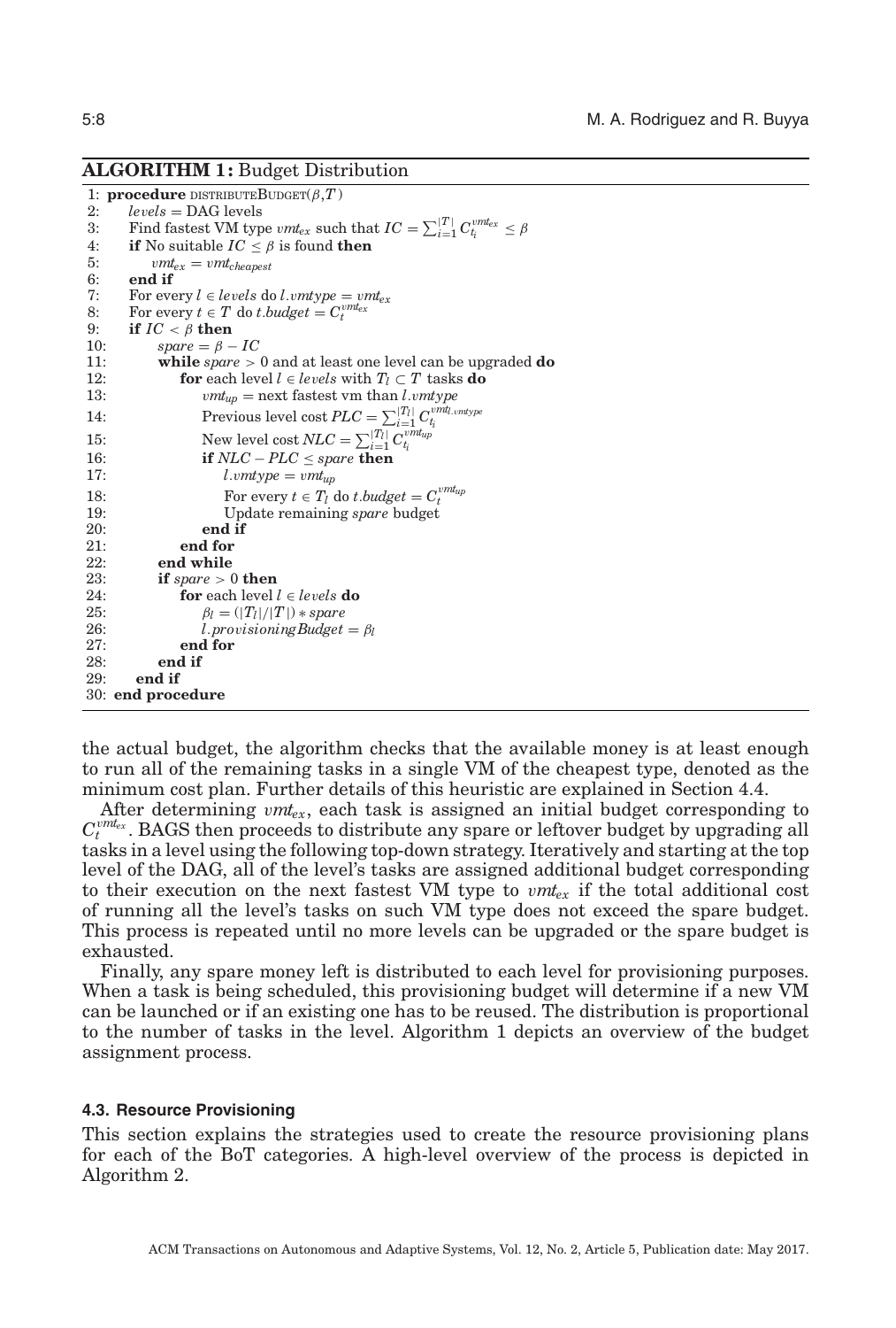**ALGORITHM 1:** Budget Distribution

```
1: procedure DISTRIBUTEBUDGET(β,T)
2:    levels = DAG levels
3:    Find fastest VM type vmt_ex such that IC = Σ_{i=1}^{|T|} C_{t_i}^{vmt_ex} ≤ β
4:    if No suitable IC ≤ β is found then
5:        vmt_ex = vmt_cheapest
6:    end if
7:    For every l ∈ levels do l.vmtype = vmt_ex
8:    For every t ∈ T do t.budget = C_t^{vmt_ex}
9:    if IC < β then
10:       spare = β − IC
11:       while spare > 0 and at least one level can be upgraded do
12:           for each level l ∈ levels with T_l ⊂ T tasks do
13:               vmt_up = next fastest vm than l.vmtype
14:               Previous level cost PLC = Σ_{i=1}^{|T_l|} C_{t_i}^{vmt_{l.vmtype}}
15:               New level cost NLC = Σ_{i=1}^{|T_l|} C_{t_i}^{vmt_up}
16:               if NLC − PLC ≤ spare then
17:                   l.vmtype = vmt_up
18:                   For every t ∈ T_l do t.budget = C_t^{vmt_up}
19:                   Update remaining spare budget
20:               end if
21:           end for
22:       end while
23:       if spare > 0 then
24:           for each level l ∈ levels do
25:               β_l = (|T_l|/|T|) * spare
26:               l.provisioningBudget = β_l
27:           end for
28:       end if
29:   end if
30: end procedure
```

the actual budget, the algorithm checks that the available money is at least enough to run all of the remaining tasks in a single VM of the cheapest type, denoted as the minimum cost plan. Further details of this heuristic are explained in Section 4.4.

After determining $vmt_{ex}$, each task is assigned an initial budget corresponding to $C_t^{vmt_{ex}}$. BAGS then proceeds to distribute any spare or leftover budget by upgrading all tasks in a level using the following top-down strategy. Iteratively and starting at the top level of the DAG, all of the level's tasks are assigned additional budget corresponding to their execution on the next fastest VM type to $vmt_{ex}$ if the total additional cost of running all the level's tasks on such VM type does not exceed the spare budget. This process is repeated until no more levels can be upgraded or the spare budget is exhausted.

Finally, any spare money left is distributed to each level for provisioning purposes. When a task is being scheduled, this provisioning budget will determine if a new VM can be launched or if an existing one has to be reused. The distribution is proportional to the number of tasks in the level. Algorithm 1 depicts an overview of the budget assignment process.

### 4.3. Resource Provisioning

This section explains the strategies used to create the resource provisioning plans for each of the BoT categories. A high-level overview of the process is depicted in Algorithm 2.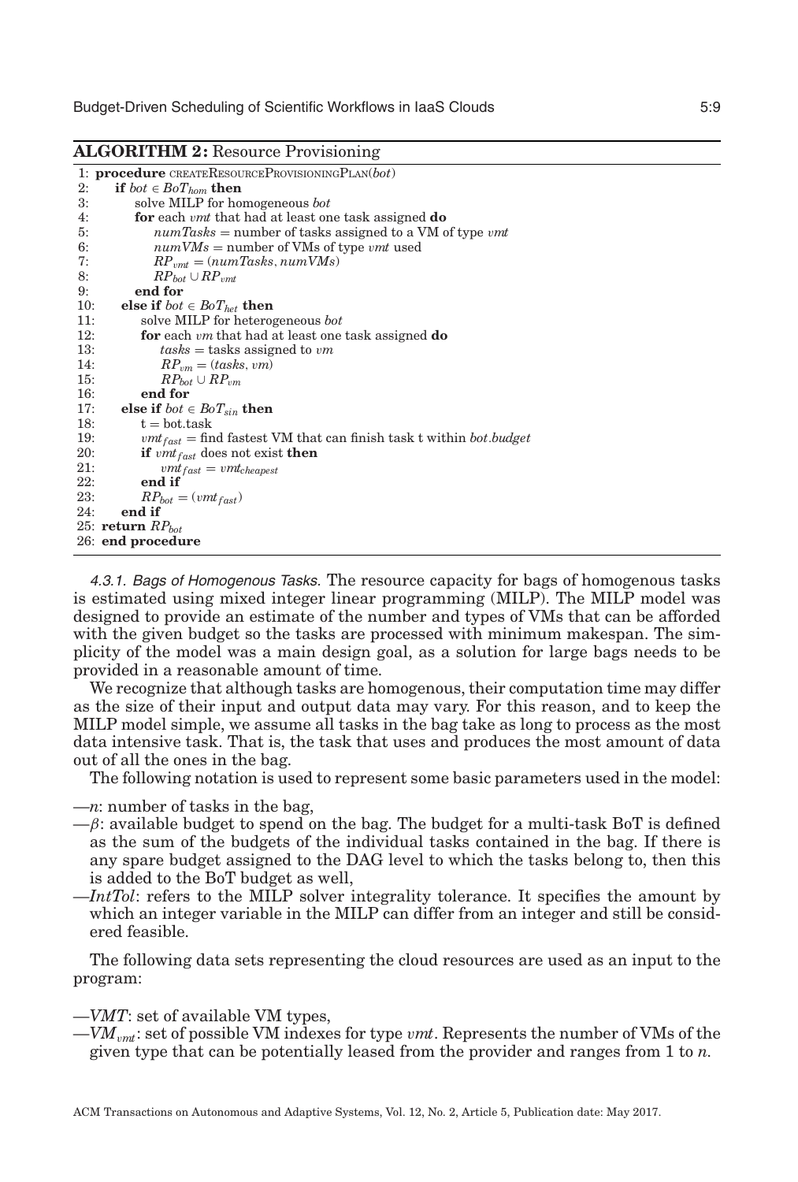**ALGORITHM 2:** Resource Provisioning

```
1:  procedure CREATERESOURCEPROVISIONINGPLAN(bot)
2:      if bot ∈ BoT_hom then
3:          solve MILP for homogeneous bot
4:          for each vmt that had at least one task assigned do
5:              numTasks = number of tasks assigned to a VM of type vmt
6:              numVMs = number of VMs of type vmt used
7:              RP_vmt = (numTasks, numVMs)
8:              RP_bot ∪ RP_vmt
9:          end for
10:     else if bot ∈ BoT_het then
11:         solve MILP for heterogeneous bot
12:         for each vm that had at least one task assigned do
13:             tasks = tasks assigned to vm
14:             RP_vm = (tasks, vm)
15:             RP_bot ∪ RP_vm
16:         end for
17:     else if bot ∈ BoT_sin then
18:         t = bot.task
19:         vmt_fast = find fastest VM that can finish task t within bot.budget
20:         if vmt_fast does not exist then
21:             vmt_fast = vmt_cheapest
22:         end if
23:         RP_bot = (vmt_fast)
24:     end if
25: return RP_bot
26: end procedure
```

*4.3.1. Bags of Homogenous Tasks.* The resource capacity for bags of homogenous tasks is estimated using mixed integer linear programming (MILP). The MILP model was designed to provide an estimate of the number and types of VMs that can be afforded with the given budget so the tasks are processed with minimum makespan. The simplicity of the model was a main design goal, as a solution for large bags needs to be provided in a reasonable amount of time.

We recognize that although tasks are homogenous, their computation time may differ as the size of their input and output data may vary. For this reason, and to keep the MILP model simple, we assume all tasks in the bag take as long to process as the most data intensive task. That is, the task that uses and produces the most amount of data out of all the ones in the bag.

The following notation is used to represent some basic parameters used in the model:

— $n$: number of tasks in the bag,
— $\beta$: available budget to spend on the bag. The budget for a multi-task BoT is defined as the sum of the budgets of the individual tasks contained in the bag. If there is any spare budget assigned to the DAG level to which the tasks belong to, then this is added to the BoT budget as well,
— $IntTol$: refers to the MILP solver integrality tolerance. It specifies the amount by which an integer variable in the MILP can differ from an integer and still be considered feasible.

The following data sets representing the cloud resources are used as an input to the program:

— $VMT$: set of available VM types,
— $VM_{vmt}$: set of possible VM indexes for type $vmt$. Represents the number of VMs of the given type that can be potentially leased from the provider and ranges from 1 to $n$.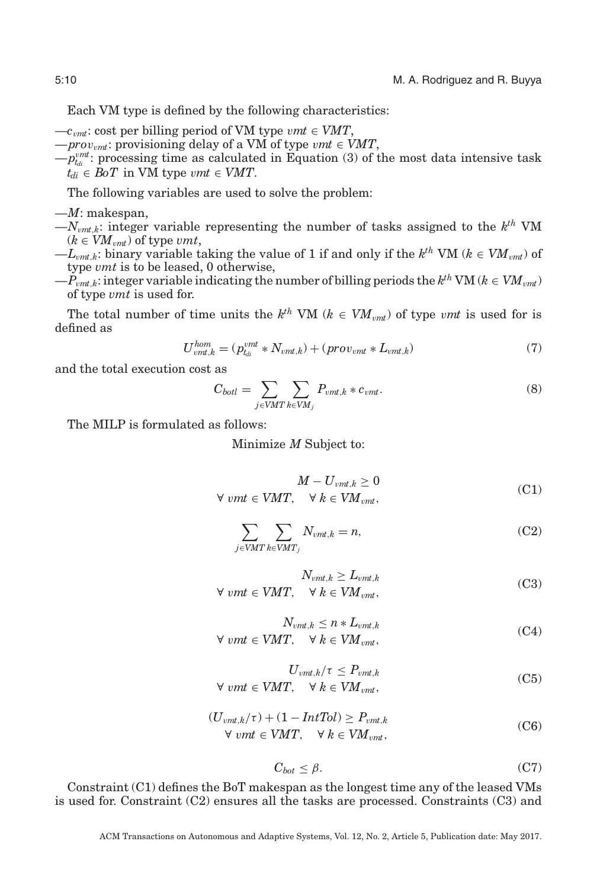Each VM type is defined by the following characteristics:

—$c_{vmt}$: cost per billing period of VM type $vmt \in VMT$,
—$prov_{vmt}$: provisioning delay of a VM of type $vmt \in VMT$,
—$p_{t_{di}}^{vmt}$: processing time as calculated in Equation (3) of the most data intensive task $t_{di} \in BoT$ in VM type $vmt \in VMT$.

The following variables are used to solve the problem:

—$M$: makespan,
—$N_{vmt,k}$: integer variable representing the number of tasks assigned to the $k^{th}$ VM ($k \in VM_{vmt}$) of type $vmt$,
—$L_{vmt,k}$: binary variable taking the value of 1 if and only if the $k^{th}$ VM ($k \in VM_{vmt}$) of type $vmt$ is to be leased, 0 otherwise,
—$P_{vmt,k}$: integer variable indicating the number of billing periods the $k^{th}$ VM ($k \in VM_{vmt}$) of type $vmt$ is used for.

The total number of time units the $k^{th}$ VM ($k \in VM_{vmt}$) of type $vmt$ is used for is defined as

$$U_{vmt,k}^{hom} = (p_{t_{di}}^{vmt} * N_{vmt,k}) + (prov_{vmt} * L_{vmt,k}) \tag{7}$$

and the total execution cost as

$$C_{botl} = \sum_{j \in VMT} \sum_{k \in VM_j} P_{vmt,k} * c_{vmt}. \tag{8}$$

The MILP is formulated as follows:

Minimize $M$ Subject to:

$$M - U_{vmt,k} \geq 0 \quad \forall\ vmt \in VMT, \quad \forall\ k \in VM_{vmt}, \tag{C1}$$

$$\sum_{j \in VMT} \sum_{k \in VMT_j} N_{vmt,k} = n, \tag{C2}$$

$$N_{vmt,k} \geq L_{vmt,k} \quad \forall\ vmt \in VMT, \quad \forall\ k \in VM_{vmt}, \tag{C3}$$

$$N_{vmt,k} \leq n * L_{vmt,k} \quad \forall\ vmt \in VMT, \quad \forall\ k \in VM_{vmt}, \tag{C4}$$

$$U_{vmt,k}/\tau \leq P_{vmt,k} \quad \forall\ vmt \in VMT, \quad \forall\ k \in VM_{vmt}, \tag{C5}$$

$$(U_{vmt,k}/\tau) + (1 - IntTol) \geq P_{vmt,k} \quad \forall\ vmt \in VMT, \quad \forall\ k \in VM_{vmt}, \tag{C6}$$

$$C_{bot} \leq \beta. \tag{C7}$$

Constraint (C1) defines the BoT makespan as the longest time any of the leased VMs is used for. Constraint (C2) ensures all the tasks are processed. Constraints (C3) and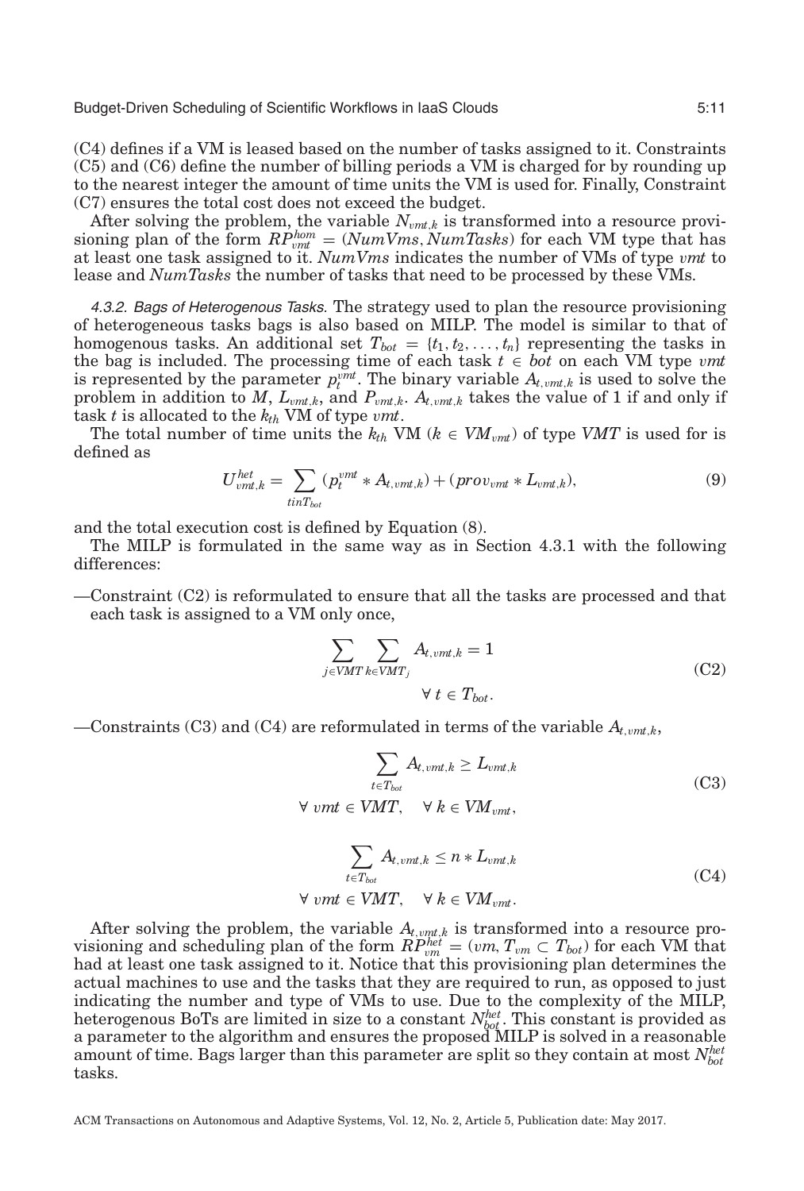(C4) defines if a VM is leased based on the number of tasks assigned to it. Constraints (C5) and (C6) define the number of billing periods a VM is charged for by rounding up to the nearest integer the amount of time units the VM is used for. Finally, Constraint (C7) ensures the total cost does not exceed the budget.

After solving the problem, the variable $N_{vmt,k}$ is transformed into a resource provisioning plan of the form $RP^{hom}_{vmt} = (NumVms, NumTasks)$ for each VM type that has at least one task assigned to it. *NumVms* indicates the number of VMs of type *vmt* to lease and *NumTasks* the number of tasks that need to be processed by these VMs.

#### 4.3.2. Bags of Heterogenous Tasks.

The strategy used to plan the resource provisioning of heterogeneous tasks bags is also based on MILP. The model is similar to that of homogenous tasks. An additional set $T_{bot} = \{t_1, t_2, \ldots, t_n\}$ representing the tasks in the bag is included. The processing time of each task $t \in bot$ on each VM type *vmt* is represented by the parameter $p^{vmt}_t$. The binary variable $A_{t,vmt,k}$ is used to solve the problem in addition to $M$, $L_{vmt,k}$, and $P_{vmt,k}$. $A_{t,vmt,k}$ takes the value of 1 if and only if task $t$ is allocated to the $k_{th}$ VM of type *vmt*.

The total number of time units the $k_{th}$ VM ($k \in VM_{vmt}$) of type *VMT* is used for is defined as

$$U^{het}_{vmt,k} = \sum_{tinT_{bot}} (p^{vmt}_t * A_{t,vmt,k}) + (prov_{vmt} * L_{vmt,k}), \tag{9}$$

and the total execution cost is defined by Equation (8).

The MILP is formulated in the same way as in Section 4.3.1 with the following differences:

—Constraint (C2) is reformulated to ensure that all the tasks are processed and that each task is assigned to a VM only once,

$$\sum_{j \in VMT} \sum_{k \in VMT_j} A_{t,vmt,k} = 1 \qquad \forall\ t \in T_{bot}. \tag{C2}$$

—Constraints (C3) and (C4) are reformulated in terms of the variable $A_{t,vmt,k}$,

$$\sum_{t \in T_{bot}} A_{t,vmt,k} \geq L_{vmt,k} \qquad \forall\ vmt \in VMT, \quad \forall\ k \in VM_{vmt}, \tag{C3}$$

$$\sum_{t \in T_{bot}} A_{t,vmt,k} \leq n * L_{vmt,k} \qquad \forall\ vmt \in VMT, \quad \forall\ k \in VM_{vmt}. \tag{C4}$$

After solving the problem, the variable $A_{t,vmt,k}$ is transformed into a resource provisioning and scheduling plan of the form $RP^{het}_{vm} = (vm, T_{vm} \subset T_{bot})$ for each VM that had at least one task assigned to it. Notice that this provisioning plan determines the actual machines to use and the tasks that they are required to run, as opposed to just indicating the number and type of VMs to use. Due to the complexity of the MILP, heterogenous BoTs are limited in size to a constant $N^{het}_{bot}$. This constant is provided as a parameter to the algorithm and ensures the proposed MILP is solved in a reasonable amount of time. Bags larger than this parameter are split so they contain at most $N^{het}_{bot}$ tasks.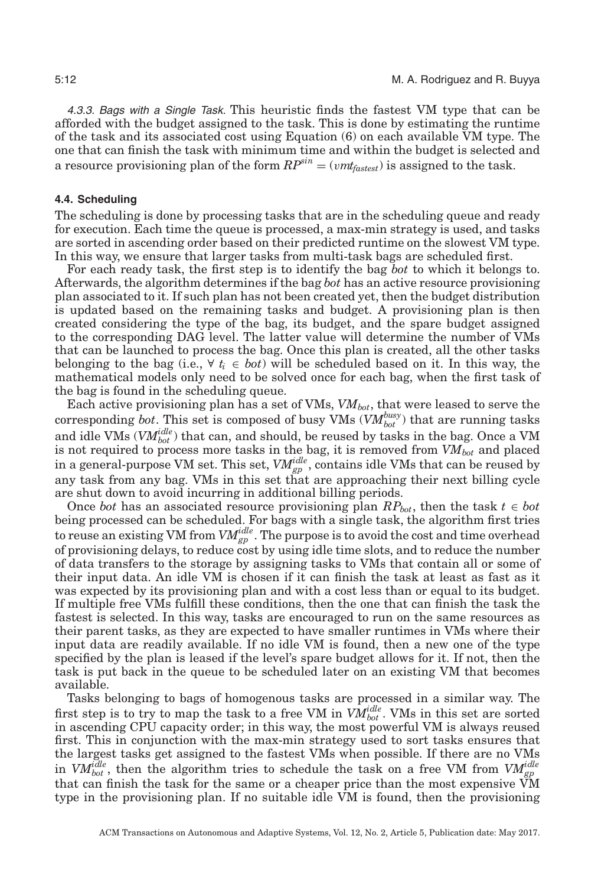*4.3.3. Bags with a Single Task.* This heuristic finds the fastest VM type that can be afforded with the budget assigned to the task. This is done by estimating the runtime of the task and its associated cost using Equation (6) on each available VM type. The one that can finish the task with minimum time and within the budget is selected and a resource provisioning plan of the form $RP^{sin} = (vmt_{fastest})$ is assigned to the task.

### 4.4. Scheduling

The scheduling is done by processing tasks that are in the scheduling queue and ready for execution. Each time the queue is processed, a max-min strategy is used, and tasks are sorted in ascending order based on their predicted runtime on the slowest VM type. In this way, we ensure that larger tasks from multi-task bags are scheduled first.

For each ready task, the first step is to identify the bag *bot* to which it belongs to. Afterwards, the algorithm determines if the bag *bot* has an active resource provisioning plan associated to it. If such plan has not been created yet, then the budget distribution is updated based on the remaining tasks and budget. A provisioning plan is then created considering the type of the bag, its budget, and the spare budget assigned to the corresponding DAG level. The latter value will determine the number of VMs that can be launched to process the bag. Once this plan is created, all the other tasks belonging to the bag (i.e., $\forall\ t_i \in bot$) will be scheduled based on it. In this way, the mathematical models only need to be solved once for each bag, when the first task of the bag is found in the scheduling queue.

Each active provisioning plan has a set of VMs, $VM_{bot}$, that were leased to serve the corresponding *bot*. This set is composed of busy VMs ($VM_{bot}^{busy}$) that are running tasks and idle VMs ($VM_{bot}^{idle}$) that can, and should, be reused by tasks in the bag. Once a VM is not required to process more tasks in the bag, it is removed from $VM_{bot}$ and placed in a general-purpose VM set. This set, $VM_{gp}^{idle}$, contains idle VMs that can be reused by any task from any bag. VMs in this set that are approaching their next billing cycle are shut down to avoid incurring in additional billing periods.

Once *bot* has an associated resource provisioning plan $RP_{bot}$, then the task $t \in bot$ being processed can be scheduled. For bags with a single task, the algorithm first tries to reuse an existing VM from $VM_{gp}^{idle}$. The purpose is to avoid the cost and time overhead of provisioning delays, to reduce cost by using idle time slots, and to reduce the number of data transfers to the storage by assigning tasks to VMs that contain all or some of their input data. An idle VM is chosen if it can finish the task at least as fast as it was expected by its provisioning plan and with a cost less than or equal to its budget. If multiple free VMs fulfill these conditions, then the one that can finish the task the fastest is selected. In this way, tasks are encouraged to run on the same resources as their parent tasks, as they are expected to have smaller runtimes in VMs where their input data are readily available. If no idle VM is found, then a new one of the type specified by the plan is leased if the level's spare budget allows for it. If not, then the task is put back in the queue to be scheduled later on an existing VM that becomes available.

Tasks belonging to bags of homogenous tasks are processed in a similar way. The first step is to try to map the task to a free VM in $VM_{bot}^{idle}$. VMs in this set are sorted in ascending CPU capacity order; in this way, the most powerful VM is always reused first. This in conjunction with the max-min strategy used to sort tasks ensures that the largest tasks get assigned to the fastest VMs when possible. If there are no VMs in $VM_{bot}^{idle}$, then the algorithm tries to schedule the task on a free VM from $VM_{gp}^{idle}$ that can finish the task for the same or a cheaper price than the most expensive VM type in the provisioning plan. If no suitable idle VM is found, then the provisioning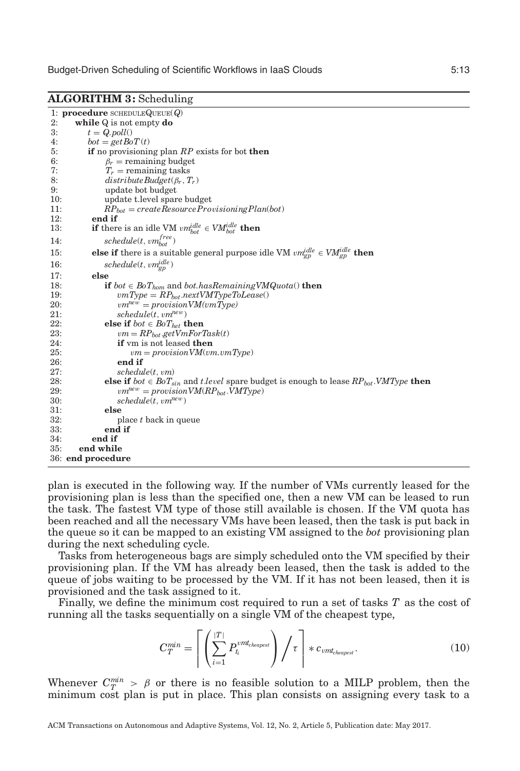**ALGORITHM 3:** Scheduling

```
1: procedure SCHEDULEQUEUE(Q)
2:     while Q is not empty do
3:         t = Q.poll()
4:         bot = getBoT(t)
5:         if no provisioning plan RP exists for bot then
6:             β_r = remaining budget
7:             T_r = remaining tasks
8:             distributeBudget(β_r, T_r)
9:             update bot budget
10:            update t.level spare budget
11:            RP_bot = createResourceProvisioningPlan(bot)
12:        end if
13:        if there is an idle VM vm_bot^idle ∈ VM_bot^idle then
14:            schedule(t, vm_bot^free)
15:        else if there is a suitable general purpose idle VM vm_gp^idle ∈ VM_gp^idle then
16:            schedule(t, vm_gp^idle)
17:        else
18:            if bot ∈ BoT_hom and bot.hasRemainingVMQuota() then
19:                vmType = RP_bot.nextVMTypeToLease()
20:                vm^new = provisionVM(vmType)
21:                schedule(t, vm^new)
22:            else if bot ∈ BoT_het then
23:                vm = RP_bot.getVmForTask(t)
24:                if vm is not leased then
25:                    vm = provisionVM(vm.vmType)
26:                end if
27:                schedule(t, vm)
28:            else if bot ∈ BoT_sin and t.level spare budget is enough to lease RP_bot.VMType then
29:                vm^new = provisionVM(RP_bot.VMType)
30:                schedule(t, vm^new)
31:            else
32:                place t back in queue
33:            end if
34:        end if
35:    end while
36: end procedure
```

plan is executed in the following way. If the number of VMs currently leased for the provisioning plan is less than the specified one, then a new VM can be leased to run the task. The fastest VM type of those still available is chosen. If the VM quota has been reached and all the necessary VMs have been leased, then the task is put back in the queue so it can be mapped to an existing VM assigned to the *bot* provisioning plan during the next scheduling cycle.

Tasks from heterogeneous bags are simply scheduled onto the VM specified by their provisioning plan. If the VM has already been leased, then the task is added to the queue of jobs waiting to be processed by the VM. If it has not been leased, then it is provisioned and the task assigned to it.

Finally, we define the minimum cost required to run a set of tasks $T$ as the cost of running all the tasks sequentially on a single VM of the cheapest type,

$$C_T^{min} = \left\lceil \left( \sum_{i=1}^{|T|} P_{t_i}^{vmt_{cheapest}} \right) \bigg/ \tau \right\rceil * c_{vmt_{cheapest}}. \tag{10}$$

Whenever $C_T^{min} > \beta$ or there is no feasible solution to a MILP problem, then the minimum cost plan is put in place. This plan consists on assigning every task to a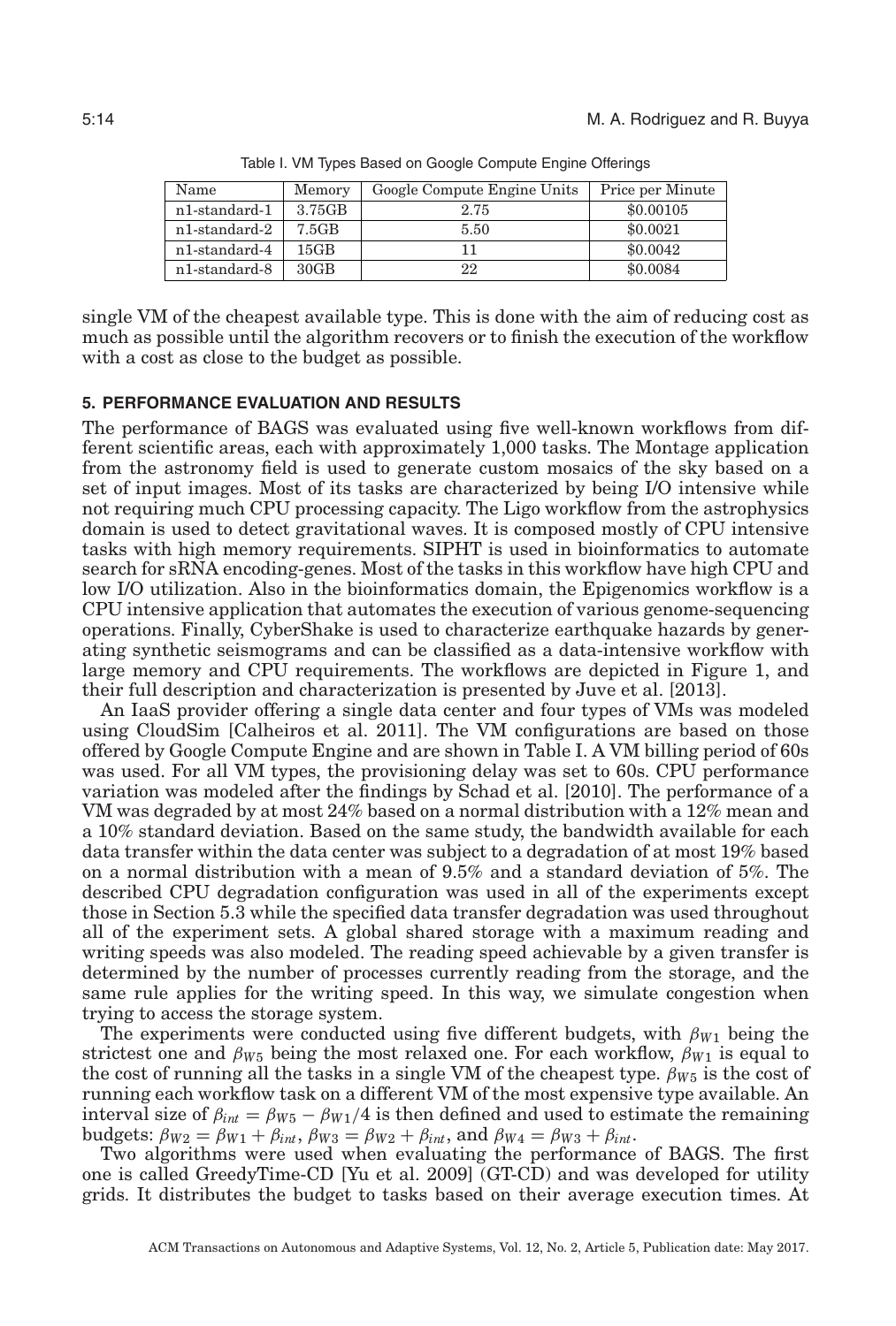Table I. VM Types Based on Google Compute Engine Offerings

| Name | Memory | Google Compute Engine Units | Price per Minute |
| --- | --- | --- | --- |
| n1-standard-1 | 3.75GB | 2.75 | \$0.00105 |
| n1-standard-2 | 7.5GB | 5.50 | \$0.0021 |
| n1-standard-4 | 15GB | 11 | \$0.0042 |
| n1-standard-8 | 30GB | 22 | \$0.0084 |

single VM of the cheapest available type. This is done with the aim of reducing cost as much as possible until the algorithm recovers or to finish the execution of the workflow with a cost as close to the budget as possible.

## 5. PERFORMANCE EVALUATION AND RESULTS

The performance of BAGS was evaluated using five well-known workflows from different scientific areas, each with approximately 1,000 tasks. The Montage application from the astronomy field is used to generate custom mosaics of the sky based on a set of input images. Most of its tasks are characterized by being I/O intensive while not requiring much CPU processing capacity. The Ligo workflow from the astrophysics domain is used to detect gravitational waves. It is composed mostly of CPU intensive tasks with high memory requirements. SIPHT is used in bioinformatics to automate search for sRNA encoding-genes. Most of the tasks in this workflow have high CPU and low I/O utilization. Also in the bioinformatics domain, the Epigenomics workflow is a CPU intensive application that automates the execution of various genome-sequencing operations. Finally, CyberShake is used to characterize earthquake hazards by generating synthetic seismograms and can be classified as a data-intensive workflow with large memory and CPU requirements. The workflows are depicted in Figure 1, and their full description and characterization is presented by Juve et al. [2013].

An IaaS provider offering a single data center and four types of VMs was modeled using CloudSim [Calheiros et al. 2011]. The VM configurations are based on those offered by Google Compute Engine and are shown in Table I. A VM billing period of 60s was used. For all VM types, the provisioning delay was set to 60s. CPU performance variation was modeled after the findings by Schad et al. [2010]. The performance of a VM was degraded by at most 24% based on a normal distribution with a 12% mean and a 10% standard deviation. Based on the same study, the bandwidth available for each data transfer within the data center was subject to a degradation of at most 19% based on a normal distribution with a mean of 9.5% and a standard deviation of 5%. The described CPU degradation configuration was used in all of the experiments except those in Section 5.3 while the specified data transfer degradation was used throughout all of the experiment sets. A global shared storage with a maximum reading and writing speeds was also modeled. The reading speed achievable by a given transfer is determined by the number of processes currently reading from the storage, and the same rule applies for the writing speed. In this way, we simulate congestion when trying to access the storage system.

The experiments were conducted using five different budgets, with $\beta_{W1}$ being the strictest one and $\beta_{W5}$ being the most relaxed one. For each workflow, $\beta_{W1}$ is equal to the cost of running all the tasks in a single VM of the cheapest type. $\beta_{W5}$ is the cost of running each workflow task on a different VM of the most expensive type available. An interval size of $\beta_{int} = \beta_{W5} - \beta_{W1}/4$ is then defined and used to estimate the remaining budgets: $\beta_{W2} = \beta_{W1} + \beta_{int}$, $\beta_{W3} = \beta_{W2} + \beta_{int}$, and $\beta_{W4} = \beta_{W3} + \beta_{int}$.

Two algorithms were used when evaluating the performance of BAGS. The first one is called GreedyTime-CD [Yu et al. 2009] (GT-CD) and was developed for utility grids. It distributes the budget to tasks based on their average execution times. At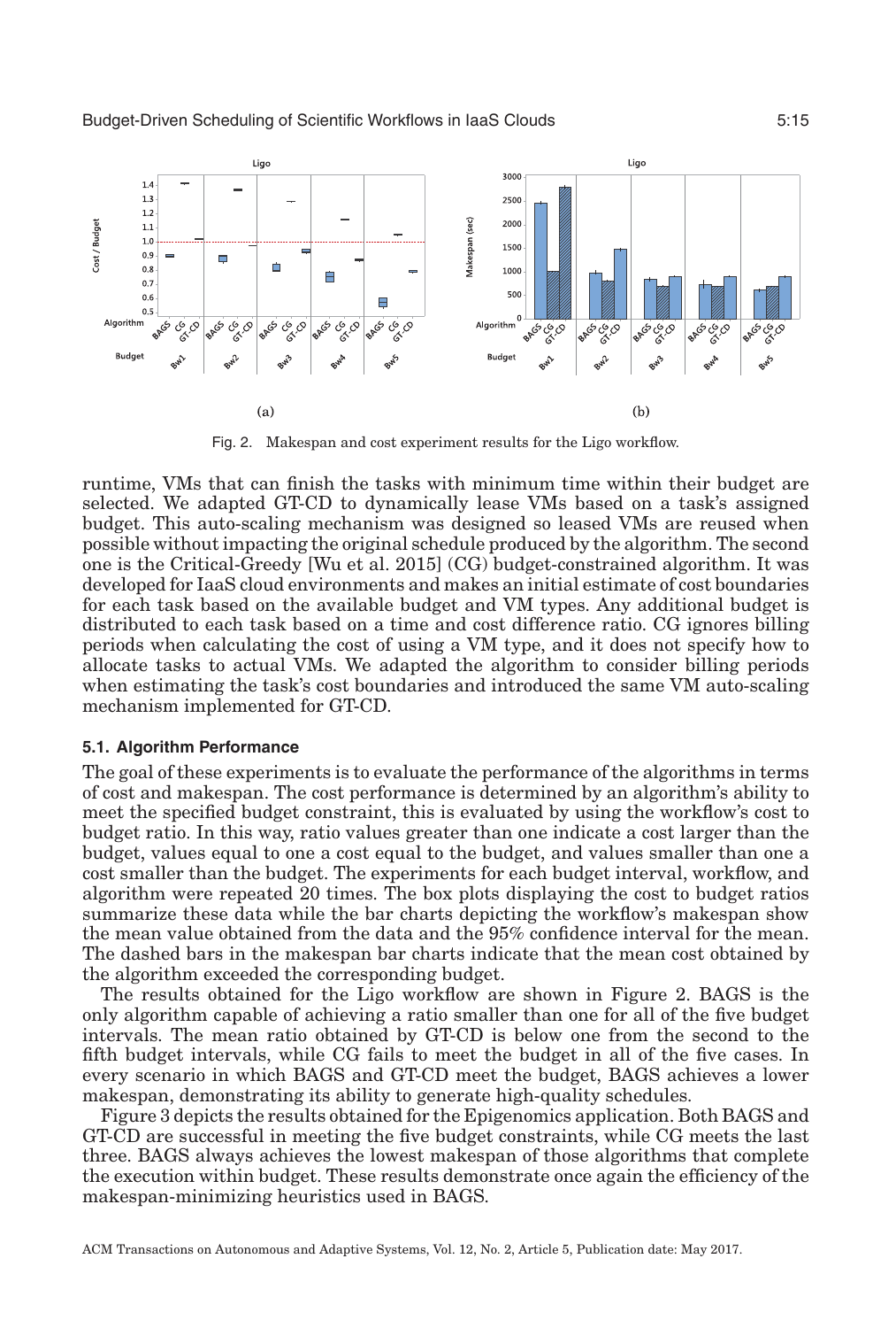Fig. 2. Makespan and cost experiment results for the Ligo workflow.

runtime, VMs that can finish the tasks with minimum time within their budget are selected. We adapted GT-CD to dynamically lease VMs based on a task's assigned budget. This auto-scaling mechanism was designed so leased VMs are reused when possible without impacting the original schedule produced by the algorithm. The second one is the Critical-Greedy [Wu et al. 2015] (CG) budget-constrained algorithm. It was developed for IaaS cloud environments and makes an initial estimate of cost boundaries for each task based on the available budget and VM types. Any additional budget is distributed to each task based on a time and cost difference ratio. CG ignores billing periods when calculating the cost of using a VM type, and it does not specify how to allocate tasks to actual VMs. We adapted the algorithm to consider billing periods when estimating the task's cost boundaries and introduced the same VM auto-scaling mechanism implemented for GT-CD.

### 5.1. Algorithm Performance

The goal of these experiments is to evaluate the performance of the algorithms in terms of cost and makespan. The cost performance is determined by an algorithm's ability to meet the specified budget constraint, this is evaluated by using the workflow's cost to budget ratio. In this way, ratio values greater than one indicate a cost larger than the budget, values equal to one a cost equal to the budget, and values smaller than one a cost smaller than the budget. The experiments for each budget interval, workflow, and algorithm were repeated 20 times. The box plots displaying the cost to budget ratios summarize these data while the bar charts depicting the workflow's makespan show the mean value obtained from the data and the 95% confidence interval for the mean. The dashed bars in the makespan bar charts indicate that the mean cost obtained by the algorithm exceeded the corresponding budget.

The results obtained for the Ligo workflow are shown in Figure 2. BAGS is the only algorithm capable of achieving a ratio smaller than one for all of the five budget intervals. The mean ratio obtained by GT-CD is below one from the second to the fifth budget intervals, while CG fails to meet the budget in all of the five cases. In every scenario in which BAGS and GT-CD meet the budget, BAGS achieves a lower makespan, demonstrating its ability to generate high-quality schedules.

Figure 3 depicts the results obtained for the Epigenomics application. Both BAGS and GT-CD are successful in meeting the five budget constraints, while CG meets the last three. BAGS always achieves the lowest makespan of those algorithms that complete the execution within budget. These results demonstrate once again the efficiency of the makespan-minimizing heuristics used in BAGS.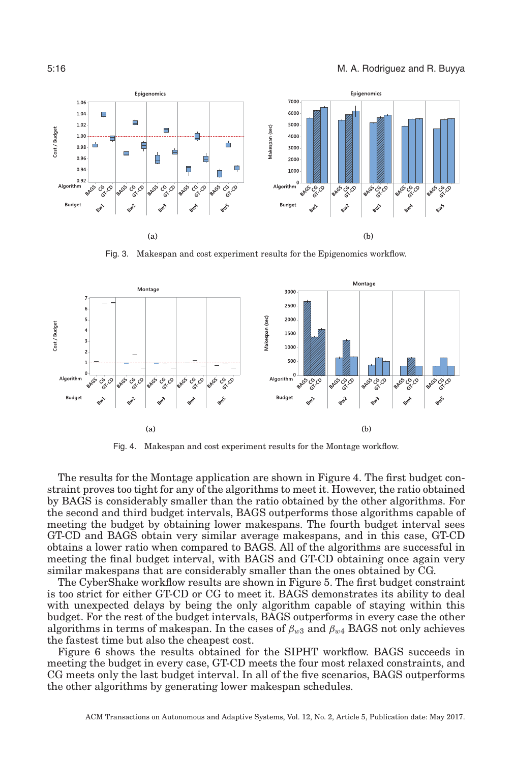Fig. 3. Makespan and cost experiment results for the Epigenomics workflow.

Fig. 4. Makespan and cost experiment results for the Montage workflow.

The results for the Montage application are shown in Figure 4. The first budget constraint proves too tight for any of the algorithms to meet it. However, the ratio obtained by BAGS is considerably smaller than the ratio obtained by the other algorithms. For the second and third budget intervals, BAGS outperforms those algorithms capable of meeting the budget by obtaining lower makespans. The fourth budget interval sees GT-CD and BAGS obtain very similar average makespans, and in this case, GT-CD obtains a lower ratio when compared to BAGS. All of the algorithms are successful in meeting the final budget interval, with BAGS and GT-CD obtaining once again very similar makespans that are considerably smaller than the ones obtained by CG.

The CyberShake workflow results are shown in Figure 5. The first budget constraint is too strict for either GT-CD or CG to meet it. BAGS demonstrates its ability to deal with unexpected delays by being the only algorithm capable of staying within this budget. For the rest of the budget intervals, BAGS outperforms in every case the other algorithms in terms of makespan. In the cases of $\beta_{w3}$ and $\beta_{w4}$ BAGS not only achieves the fastest time but also the cheapest cost.

Figure 6 shows the results obtained for the SIPHT workflow. BAGS succeeds in meeting the budget in every case, GT-CD meets the four most relaxed constraints, and CG meets only the last budget interval. In all of the five scenarios, BAGS outperforms the other algorithms by generating lower makespan schedules.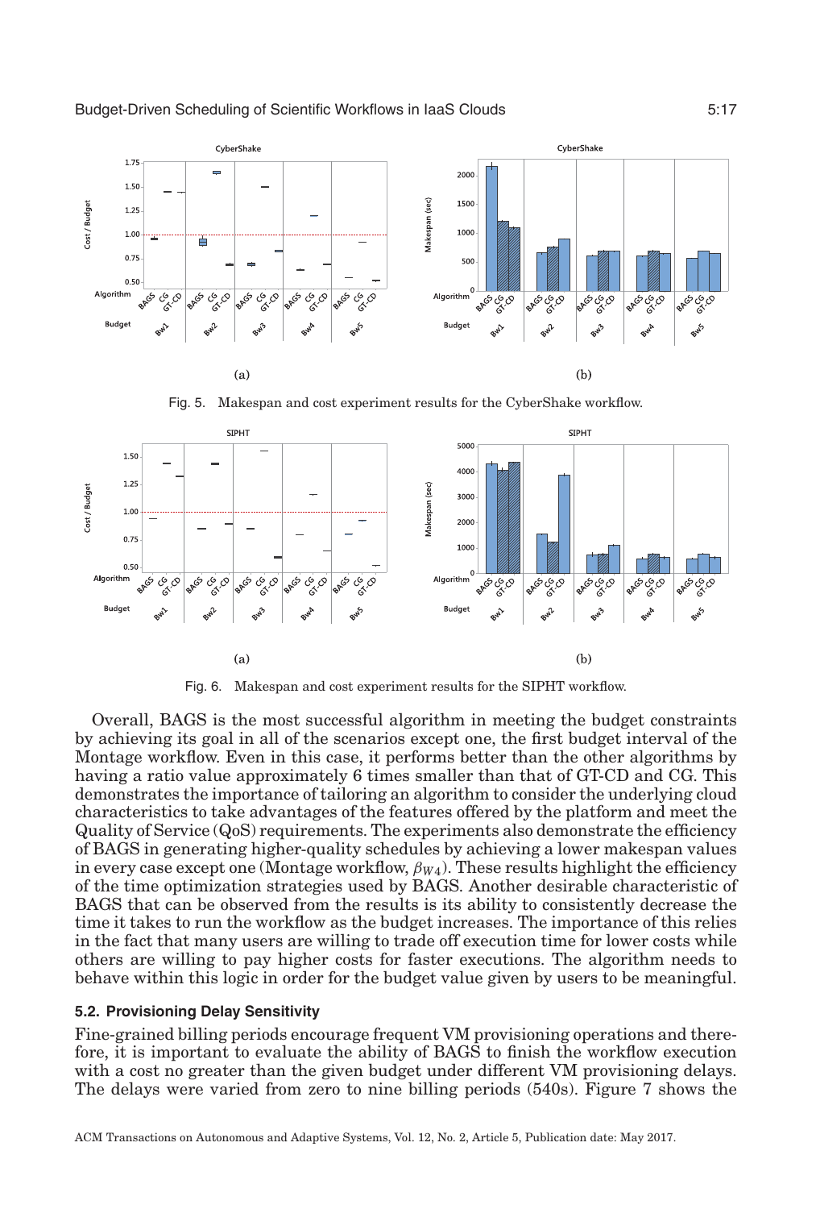Fig. 5. Makespan and cost experiment results for the CyberShake workflow.

Fig. 6. Makespan and cost experiment results for the SIPHT workflow.

Overall, BAGS is the most successful algorithm in meeting the budget constraints by achieving its goal in all of the scenarios except one, the first budget interval of the Montage workflow. Even in this case, it performs better than the other algorithms by having a ratio value approximately 6 times smaller than that of GT-CD and CG. This demonstrates the importance of tailoring an algorithm to consider the underlying cloud characteristics to take advantages of the features offered by the platform and meet the Quality of Service (QoS) requirements. The experiments also demonstrate the efficiency of BAGS in generating higher-quality schedules by achieving a lower makespan values in every case except one (Montage workflow, $\beta_{W4}$). These results highlight the efficiency of the time optimization strategies used by BAGS. Another desirable characteristic of BAGS that can be observed from the results is its ability to consistently decrease the time it takes to run the workflow as the budget increases. The importance of this relies in the fact that many users are willing to trade off execution time for lower costs while others are willing to pay higher costs for faster executions. The algorithm needs to behave within this logic in order for the budget value given by users to be meaningful.

### 5.2. Provisioning Delay Sensitivity

Fine-grained billing periods encourage frequent VM provisioning operations and therefore, it is important to evaluate the ability of BAGS to finish the workflow execution with a cost no greater than the given budget under different VM provisioning delays. The delays were varied from zero to nine billing periods (540s). Figure 7 shows the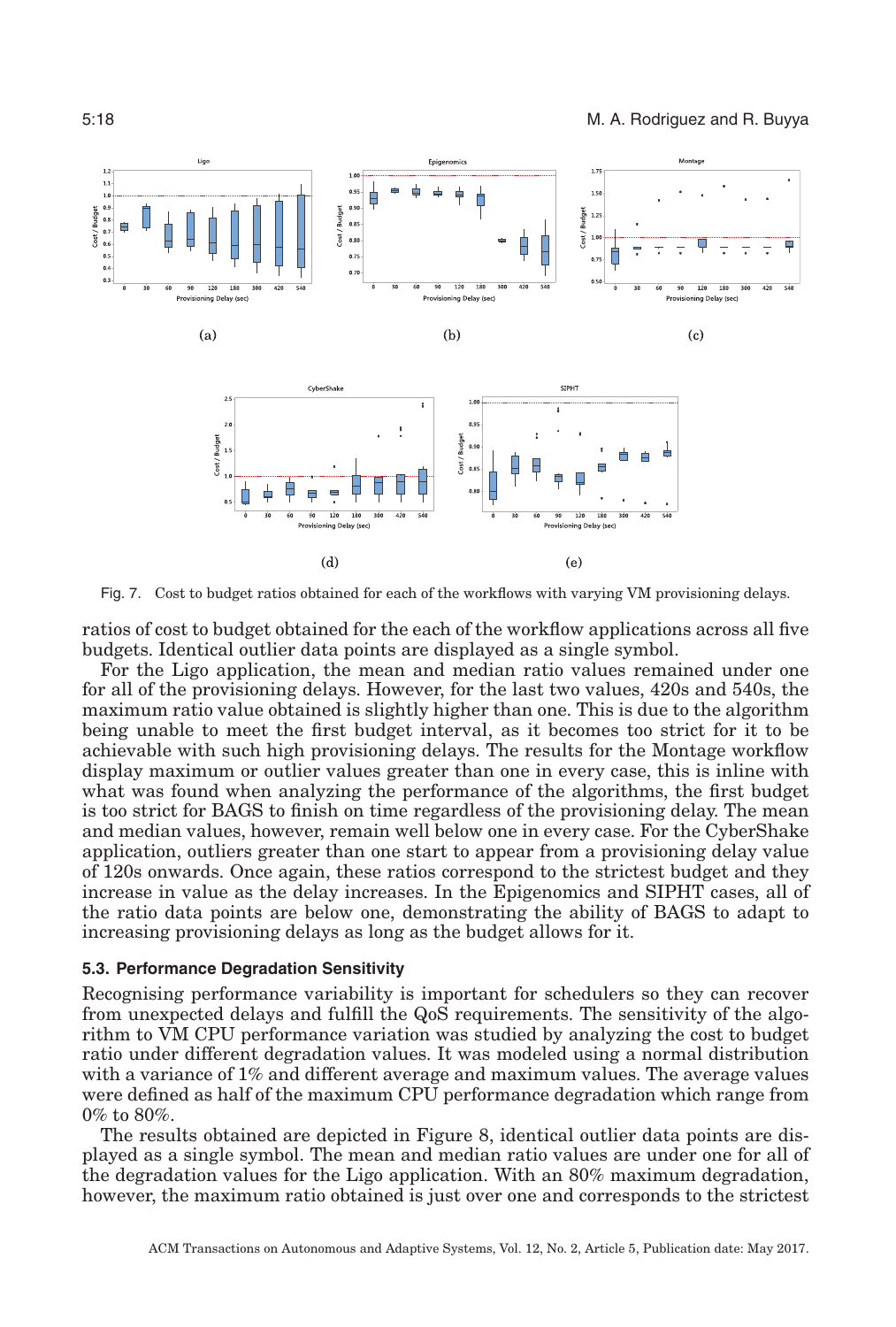Fig. 7. Cost to budget ratios obtained for each of the workflows with varying VM provisioning delays.

ratios of cost to budget obtained for the each of the workflow applications across all five budgets. Identical outlier data points are displayed as a single symbol.

For the Ligo application, the mean and median ratio values remained under one for all of the provisioning delays. However, for the last two values, 420s and 540s, the maximum ratio value obtained is slightly higher than one. This is due to the algorithm being unable to meet the first budget interval, as it becomes too strict for it to be achievable with such high provisioning delays. The results for the Montage workflow display maximum or outlier values greater than one in every case, this is inline with what was found when analyzing the performance of the algorithms, the first budget is too strict for BAGS to finish on time regardless of the provisioning delay. The mean and median values, however, remain well below one in every case. For the CyberShake application, outliers greater than one start to appear from a provisioning delay value of 120s onwards. Once again, these ratios correspond to the strictest budget and they increase in value as the delay increases. In the Epigenomics and SIPHT cases, all of the ratio data points are below one, demonstrating the ability of BAGS to adapt to increasing provisioning delays as long as the budget allows for it.

### 5.3. Performance Degradation Sensitivity

Recognising performance variability is important for schedulers so they can recover from unexpected delays and fulfill the QoS requirements. The sensitivity of the algorithm to VM CPU performance variation was studied by analyzing the cost to budget ratio under different degradation values. It was modeled using a normal distribution with a variance of 1% and different average and maximum values. The average values were defined as half of the maximum CPU performance degradation which range from 0% to 80%.

The results obtained are depicted in Figure 8, identical outlier data points are displayed as a single symbol. The mean and median ratio values are under one for all of the degradation values for the Ligo application. With an 80% maximum degradation, however, the maximum ratio obtained is just over one and corresponds to the strictest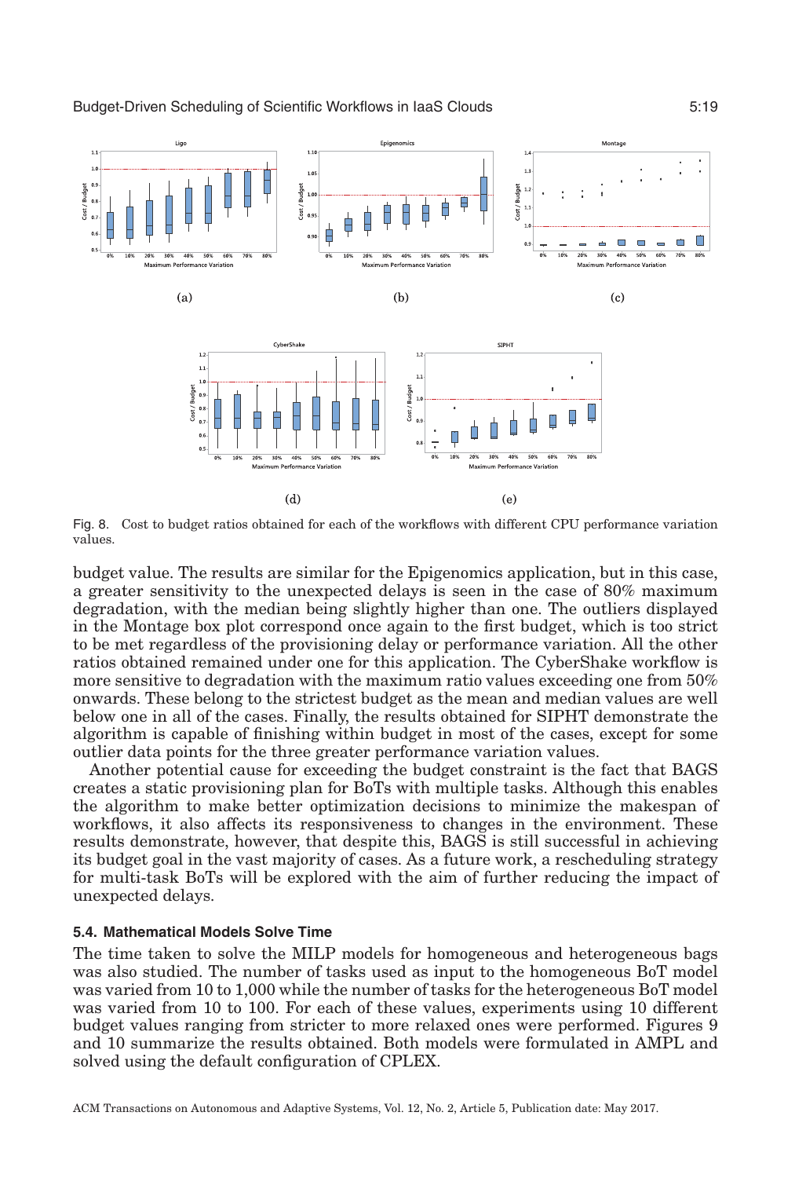Fig. 8. Cost to budget ratios obtained for each of the workflows with different CPU performance variation values.

budget value. The results are similar for the Epigenomics application, but in this case, a greater sensitivity to the unexpected delays is seen in the case of 80% maximum degradation, with the median being slightly higher than one. The outliers displayed in the Montage box plot correspond once again to the first budget, which is too strict to be met regardless of the provisioning delay or performance variation. All the other ratios obtained remained under one for this application. The CyberShake workflow is more sensitive to degradation with the maximum ratio values exceeding one from 50% onwards. These belong to the strictest budget as the mean and median values are well below one in all of the cases. Finally, the results obtained for SIPHT demonstrate the algorithm is capable of finishing within budget in most of the cases, except for some outlier data points for the three greater performance variation values.

Another potential cause for exceeding the budget constraint is the fact that BAGS creates a static provisioning plan for BoTs with multiple tasks. Although this enables the algorithm to make better optimization decisions to minimize the makespan of workflows, it also affects its responsiveness to changes in the environment. These results demonstrate, however, that despite this, BAGS is still successful in achieving its budget goal in the vast majority of cases. As a future work, a rescheduling strategy for multi-task BoTs will be explored with the aim of further reducing the impact of unexpected delays.

### 5.4. Mathematical Models Solve Time

The time taken to solve the MILP models for homogeneous and heterogeneous bags was also studied. The number of tasks used as input to the homogeneous BoT model was varied from 10 to 1,000 while the number of tasks for the heterogeneous BoT model was varied from 10 to 100. For each of these values, experiments using 10 different budget values ranging from stricter to more relaxed ones were performed. Figures 9 and 10 summarize the results obtained. Both models were formulated in AMPL and solved using the default configuration of CPLEX.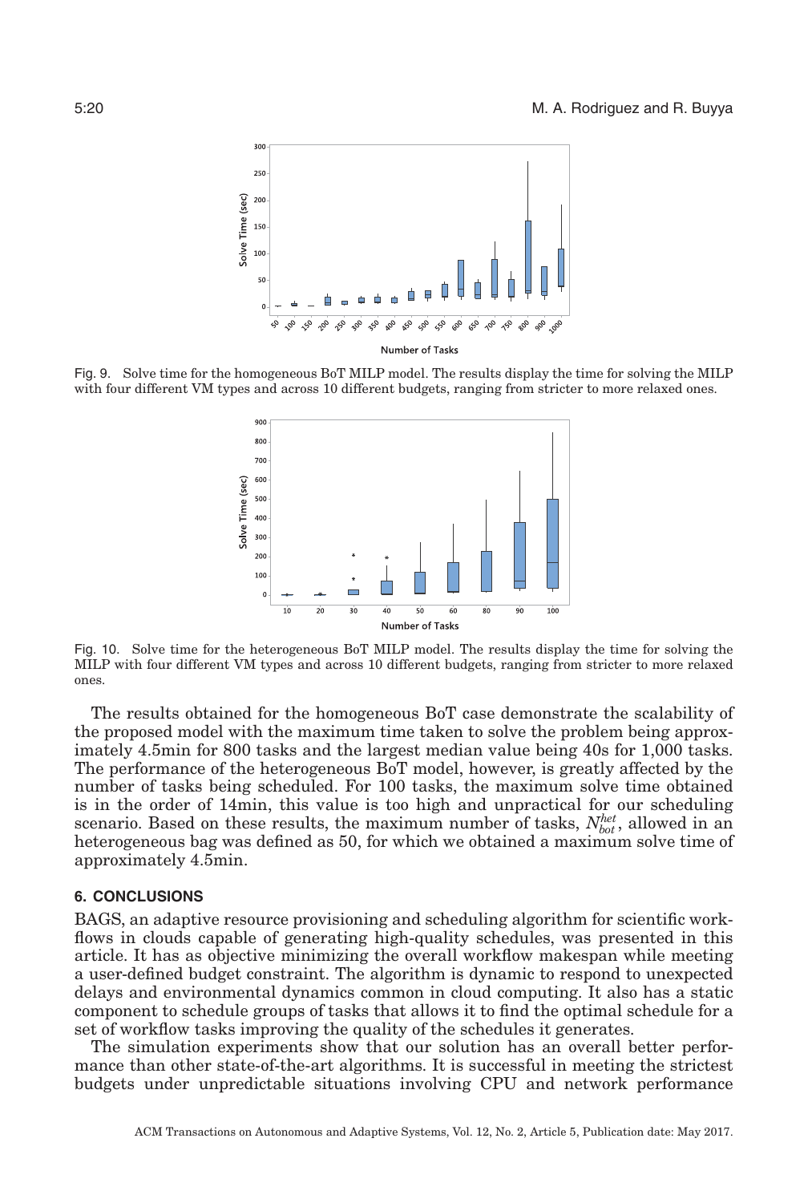Fig. 9. Solve time for the homogeneous BoT MILP model. The results display the time for solving the MILP with four different VM types and across 10 different budgets, ranging from stricter to more relaxed ones.

Fig. 10. Solve time for the heterogeneous BoT MILP model. The results display the time for solving the MILP with four different VM types and across 10 different budgets, ranging from stricter to more relaxed ones.

The results obtained for the homogeneous BoT case demonstrate the scalability of the proposed model with the maximum time taken to solve the problem being approximately 4.5min for 800 tasks and the largest median value being 40s for 1,000 tasks. The performance of the heterogeneous BoT model, however, is greatly affected by the number of tasks being scheduled. For 100 tasks, the maximum solve time obtained is in the order of 14min, this value is too high and unpractical for our scheduling scenario. Based on these results, the maximum number of tasks, $N_{bot}^{het}$, allowed in an heterogeneous bag was defined as 50, for which we obtained a maximum solve time of approximately 4.5min.

## 6. CONCLUSIONS

BAGS, an adaptive resource provisioning and scheduling algorithm for scientific workflows in clouds capable of generating high-quality schedules, was presented in this article. It has as objective minimizing the overall workflow makespan while meeting a user-defined budget constraint. The algorithm is dynamic to respond to unexpected delays and environmental dynamics common in cloud computing. It also has a static component to schedule groups of tasks that allows it to find the optimal schedule for a set of workflow tasks improving the quality of the schedules it generates.

The simulation experiments show that our solution has an overall better performance than other state-of-the-art algorithms. It is successful in meeting the strictest budgets under unpredictable situations involving CPU and network performance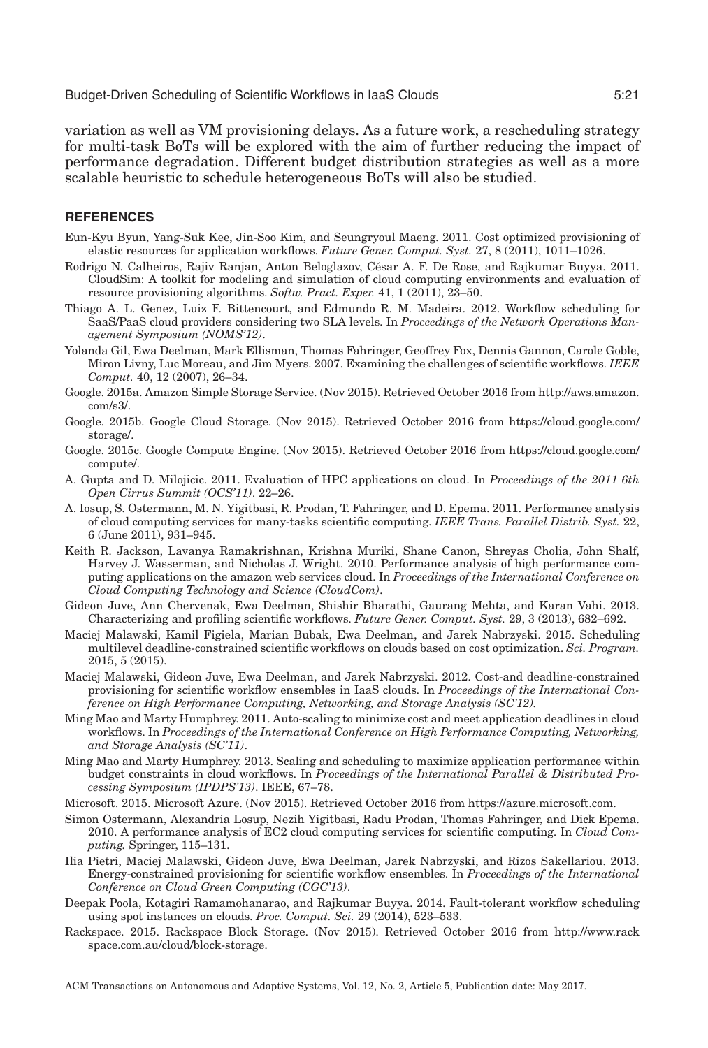variation as well as VM provisioning delays. As a future work, a rescheduling strategy for multi-task BoTs will be explored with the aim of further reducing the impact of performance degradation. Different budget distribution strategies as well as a more scalable heuristic to schedule heterogeneous BoTs will also be studied.

## REFERENCES

Eun-Kyu Byun, Yang-Suk Kee, Jin-Soo Kim, and Seungryoul Maeng. 2011. Cost optimized provisioning of elastic resources for application workflows. *Future Gener. Comput. Syst.* 27, 8 (2011), 1011–1026.

Rodrigo N. Calheiros, Rajiv Ranjan, Anton Beloglazov, César A. F. De Rose, and Rajkumar Buyya. 2011. CloudSim: A toolkit for modeling and simulation of cloud computing environments and evaluation of resource provisioning algorithms. *Softw. Pract. Exper.* 41, 1 (2011), 23–50.

Thiago A. L. Genez, Luiz F. Bittencourt, and Edmundo R. M. Madeira. 2012. Workflow scheduling for SaaS/PaaS cloud providers considering two SLA levels. In *Proceedings of the Network Operations Management Symposium (NOMS'12)*.

Yolanda Gil, Ewa Deelman, Mark Ellisman, Thomas Fahringer, Geoffrey Fox, Dennis Gannon, Carole Goble, Miron Livny, Luc Moreau, and Jim Myers. 2007. Examining the challenges of scientific workflows. *IEEE Comput.* 40, 12 (2007), 26–34.

Google. 2015a. Amazon Simple Storage Service. (Nov 2015). Retrieved October 2016 from http://aws.amazon.com/s3/.

Google. 2015b. Google Cloud Storage. (Nov 2015). Retrieved October 2016 from https://cloud.google.com/storage/.

Google. 2015c. Google Compute Engine. (Nov 2015). Retrieved October 2016 from https://cloud.google.com/compute/.

A. Gupta and D. Milojicic. 2011. Evaluation of HPC applications on cloud. In *Proceedings of the 2011 6th Open Cirrus Summit (OCS'11)*. 22–26.

A. Iosup, S. Ostermann, M. N. Yigitbasi, R. Prodan, T. Fahringer, and D. Epema. 2011. Performance analysis of cloud computing services for many-tasks scientific computing. *IEEE Trans. Parallel Distrib. Syst.* 22, 6 (June 2011), 931–945.

Keith R. Jackson, Lavanya Ramakrishnan, Krishna Muriki, Shane Canon, Shreyas Cholia, John Shalf, Harvey J. Wasserman, and Nicholas J. Wright. 2010. Performance analysis of high performance computing applications on the amazon web services cloud. In *Proceedings of the International Conference on Cloud Computing Technology and Science (CloudCom)*.

Gideon Juve, Ann Chervenak, Ewa Deelman, Shishir Bharathi, Gaurang Mehta, and Karan Vahi. 2013. Characterizing and profiling scientific workflows. *Future Gener. Comput. Syst.* 29, 3 (2013), 682–692.

Maciej Malawski, Kamil Figiela, Marian Bubak, Ewa Deelman, and Jarek Nabrzyski. 2015. Scheduling multilevel deadline-constrained scientific workflows on clouds based on cost optimization. *Sci. Program.* 2015, 5 (2015).

Maciej Malawski, Gideon Juve, Ewa Deelman, and Jarek Nabrzyski. 2012. Cost-and deadline-constrained provisioning for scientific workflow ensembles in IaaS clouds. In *Proceedings of the International Conference on High Performance Computing, Networking, and Storage Analysis (SC'12)*.

Ming Mao and Marty Humphrey. 2011. Auto-scaling to minimize cost and meet application deadlines in cloud workflows. In *Proceedings of the International Conference on High Performance Computing, Networking, and Storage Analysis (SC'11)*.

Ming Mao and Marty Humphrey. 2013. Scaling and scheduling to maximize application performance within budget constraints in cloud workflows. In *Proceedings of the International Parallel & Distributed Processing Symposium (IPDPS'13)*. IEEE, 67–78.

Microsoft. 2015. Microsoft Azure. (Nov 2015). Retrieved October 2016 from https://azure.microsoft.com.

Simon Ostermann, Alexandria Losup, Nezih Yigitbasi, Radu Prodan, Thomas Fahringer, and Dick Epema. 2010. A performance analysis of EC2 cloud computing services for scientific computing. In *Cloud Computing*. Springer, 115–131.

Ilia Pietri, Maciej Malawski, Gideon Juve, Ewa Deelman, Jarek Nabrzyski, and Rizos Sakellariou. 2013. Energy-constrained provisioning for scientific workflow ensembles. In *Proceedings of the International Conference on Cloud Green Computing (CGC'13)*.

Deepak Poola, Kotagiri Ramamohanarao, and Rajkumar Buyya. 2014. Fault-tolerant workflow scheduling using spot instances on clouds. *Proc. Comput. Sci.* 29 (2014), 523–533.

Rackspace. 2015. Rackspace Block Storage. (Nov 2015). Retrieved October 2016 from http://www.rackspace.com.au/cloud/block-storage.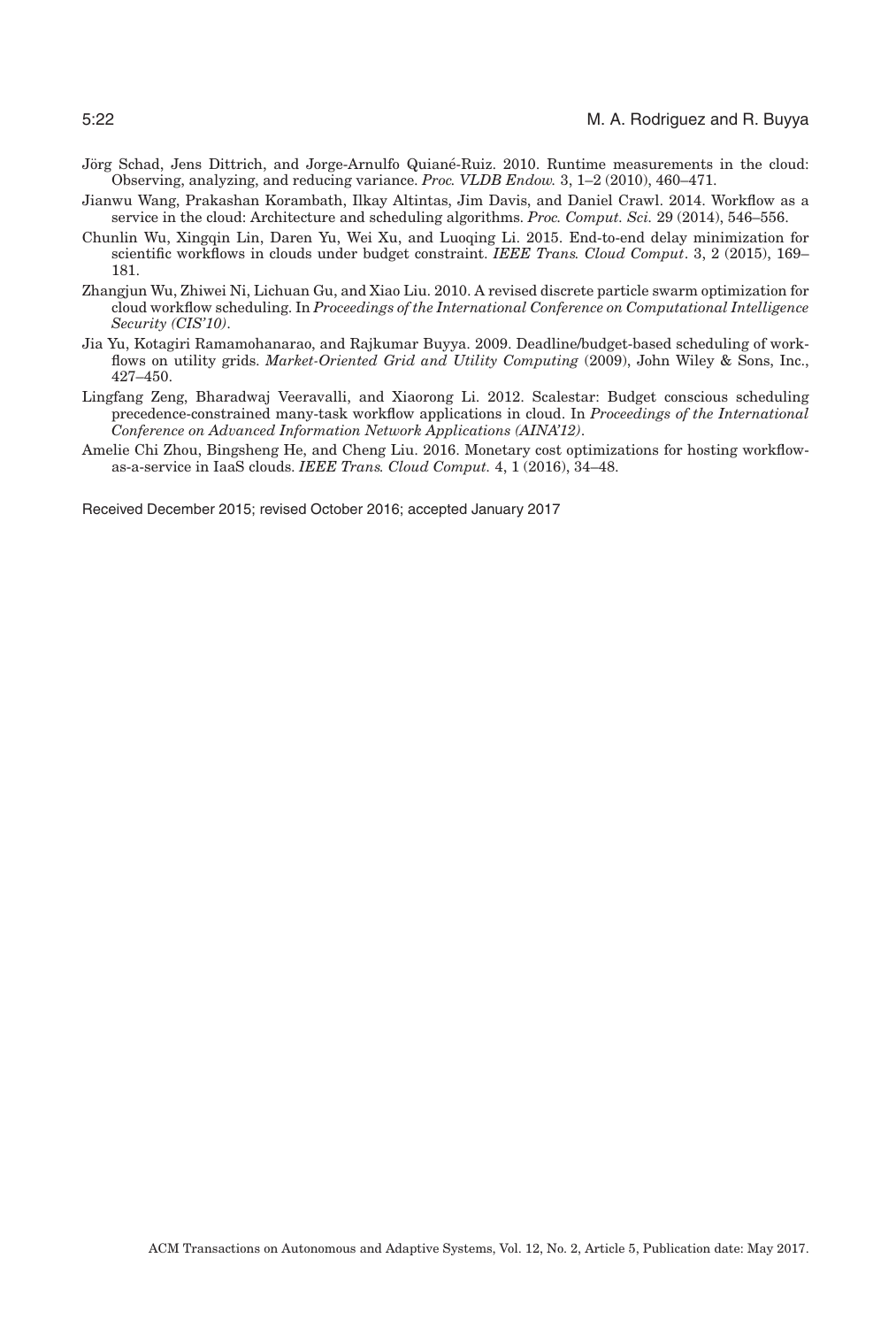Jörg Schad, Jens Dittrich, and Jorge-Arnulfo Quiané-Ruiz. 2010. Runtime measurements in the cloud: Observing, analyzing, and reducing variance. *Proc. VLDB Endow.* 3, 1–2 (2010), 460–471.

Jianwu Wang, Prakashan Korambath, Ilkay Altintas, Jim Davis, and Daniel Crawl. 2014. Workflow as a service in the cloud: Architecture and scheduling algorithms. *Proc. Comput. Sci.* 29 (2014), 546–556.

Chunlin Wu, Xingqin Lin, Daren Yu, Wei Xu, and Luoqing Li. 2015. End-to-end delay minimization for scientific workflows in clouds under budget constraint. *IEEE Trans. Cloud Comput.* 3, 2 (2015), 169–181.

Zhangjun Wu, Zhiwei Ni, Lichuan Gu, and Xiao Liu. 2010. A revised discrete particle swarm optimization for cloud workflow scheduling. In *Proceedings of the International Conference on Computational Intelligence Security (CIS'10)*.

Jia Yu, Kotagiri Ramamohanarao, and Rajkumar Buyya. 2009. Deadline/budget-based scheduling of workflows on utility grids. *Market-Oriented Grid and Utility Computing* (2009), John Wiley & Sons, Inc., 427–450.

Lingfang Zeng, Bharadwaj Veeravalli, and Xiaorong Li. 2012. Scalestar: Budget conscious scheduling precedence-constrained many-task workflow applications in cloud. In *Proceedings of the International Conference on Advanced Information Network Applications (AINA'12)*.

Amelie Chi Zhou, Bingsheng He, and Cheng Liu. 2016. Monetary cost optimizations for hosting workflow-as-a-service in IaaS clouds. *IEEE Trans. Cloud Comput.* 4, 1 (2016), 34–48.

Received December 2015; revised October 2016; accepted January 2017